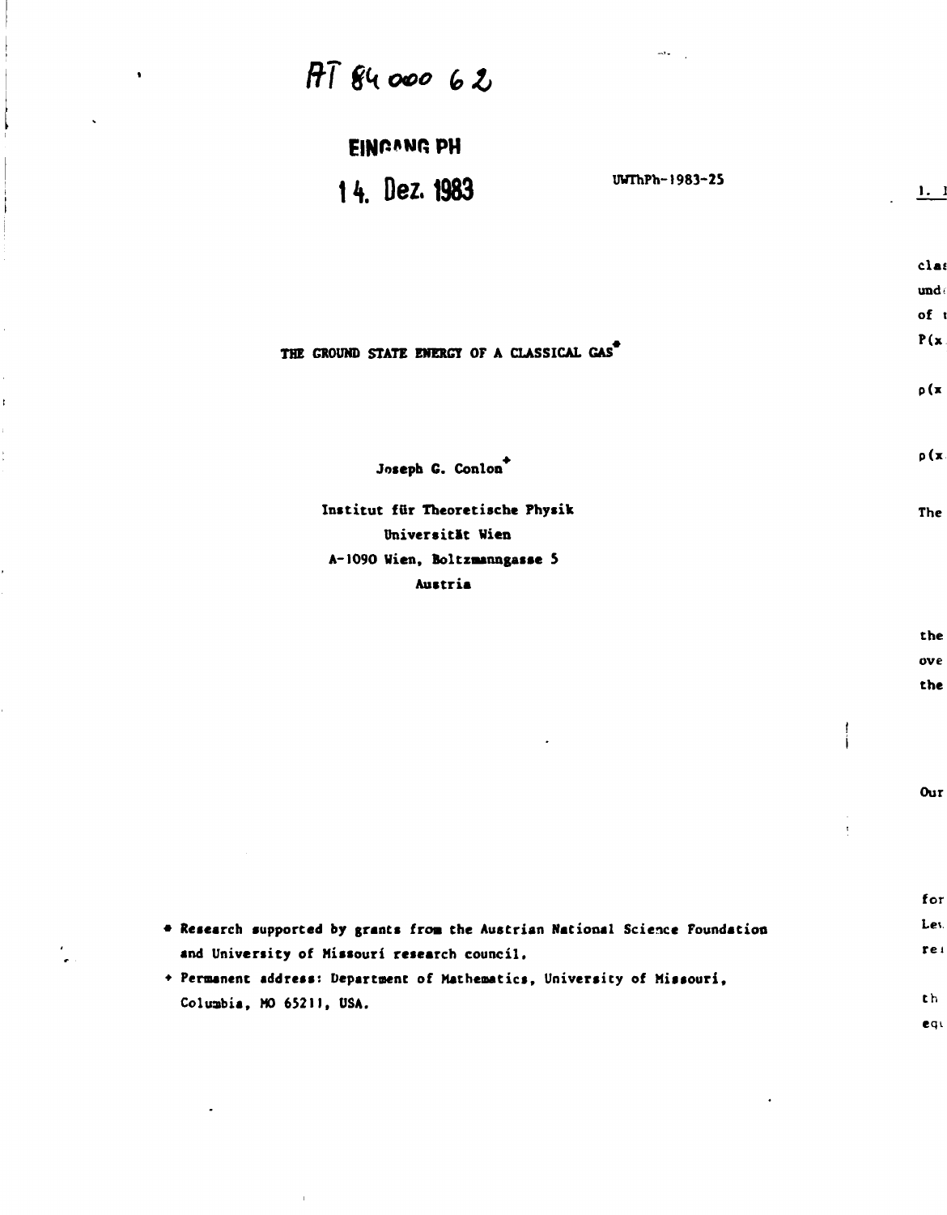AT 84 000 62

EINGANG PH

14. Dez. 1983

UWThPh-1983-25

# THE GROUND STATE ENERGY OF A CLASSICAL GAS*

**Joseph G. Conlon**[+]

Institut für Theoretische Physik
Universität Wien
A-1090 Wien, Boltzmanngasse 5
Austria

\* Research supported by grants from the Austrian National Science Foundation and University of Missouri research council.

\+ Permanent address: Department of Mathematics, University of Missouri, Columbia, MO 65211, USA.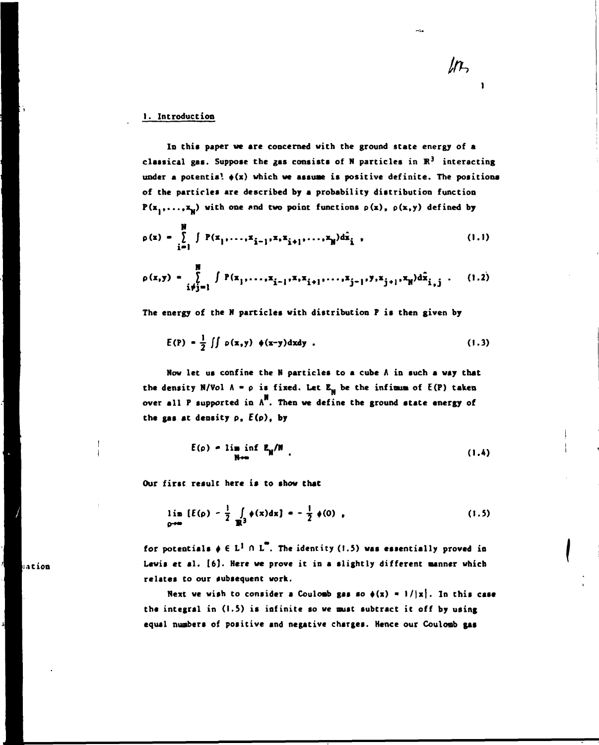## 1. Introduction

In this paper we are concerned with the ground state energy of a classical gas. Suppose the gas consists of N particles in $\mathbb{R}^3$ interacting under a potential $\phi(x)$ which we assume is positive definite. The positions of the particles are described by a probability distribution function $P(x_1,\ldots,x_N)$ with one and two point functions $\rho(x)$, $\rho(x,y)$ defined by

$$\rho(x) = \sum_{i=1}^{N} \int P(x_1,\ldots,x_{i-1},x,x_{i+1},\ldots,x_N)d\hat{x}_i \ , \tag{1.1}$$

$$\rho(x,y) = \sum_{i\neq j=1}^{N} \int P(x_1,\ldots,x_{i-1},x,x_{i+1},\ldots,x_{j-1},y,x_{j+1},x_N)d\hat{x}_{i,j} \ . \tag{1.2}$$

The energy of the N particles with distribution P is then given by

$$E(P) = \frac{1}{2}\iint \rho(x,y)\ \phi(x-y)dxdy \ . \tag{1.3}$$

Now let us confine the N particles to a cube $\Lambda$ in such a way that the density N/Vol $\Lambda = \rho$ is fixed. Let $E_N$ be the infimum of E(P) taken over all P supported in $\Lambda^N$. Then we define the ground state energy of the gas at density $\rho$, $E(\rho)$, by

$$E(\rho) = \liminf_{N\to\infty} E_N/N \ . \tag{1.4}$$

Our first result here is to show that

$$\lim_{\rho\to\infty} [E(\rho) - \frac{1}{2}\int_{\mathbb{R}^3} \phi(x)dx] = -\frac{1}{2}\phi(0) \ , \tag{1.5}$$

for potentials $\phi \in L^1 \cap L^\infty$. The identity (1.5) was essentially proved in Lewis et al. [6]. Here we prove it in a slightly different manner which relates to our subsequent work.

Next we wish to consider a Coulomb gas so $\phi(x) = 1/|x|$. In this case the integral in (1.5) is infinite so we must subtract it off by using equal numbers of positive and negative charges. Hence our Coulomb gas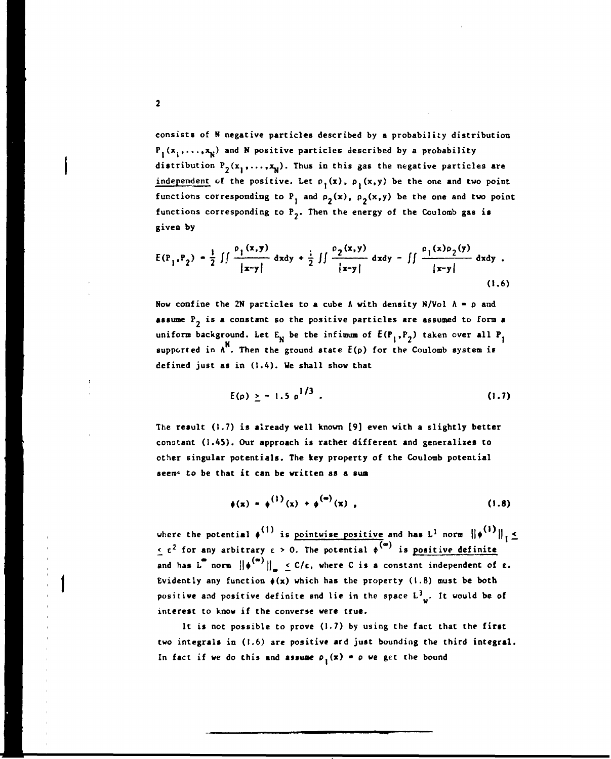consists of N negative particles described by a probability distribution $P_1(x_1,\ldots,x_N)$ and N positive particles described by a probability distribution $P_2(x_1,\ldots,x_N)$. Thus in this gas the negative particles are <u>independent</u> of the positive. Let $\rho_1(x)$, $\rho_1(x,y)$ be the one and two point functions corresponding to $P_1$ and $\rho_2(x)$, $\rho_2(x,y)$ be the one and two point functions corresponding to $P_2$. Then the energy of the Coulomb gas is given by

$$E(P_1,P_2) = \frac{1}{2}\iint \frac{\rho_1(x,y)}{|x-y|}\,dxdy + \frac{1}{2}\iint \frac{\rho_2(x,y)}{|x-y|}\,dxdy - \iint \frac{\rho_1(x)\rho_2(y)}{|x-y|}\,dxdy \ . \tag{1.6}$$

Now confine the 2N particles to a cube $\Lambda$ with density $N/\mathrm{Vol}\,\Lambda = \rho$ and assume $P_2$ is a constant so the positive particles are assumed to form a uniform background. Let $E_N$ be the infimum of $E(P_1,P_2)$ taken over all $P_1$ supported in $\Lambda^N$. Then the ground state $E(\rho)$ for the Coulomb system is defined just as in (1.4). We shall show that

$$E(\rho) \geq -1.5\,\rho^{1/3} \ . \tag{1.7}$$

The result (1.7) is already well known [9] even with a slightly better constant (1.45). Our approach is rather different and generalizes to other singular potentials. The key property of the Coulomb potential seems to be that it can be written as a sum

$$\phi(x) = \phi^{(1)}(x) + \phi^{(\infty)}(x) \ , \tag{1.8}$$

where the potential $\phi^{(1)}$ is <u>pointwise positive</u> and has $L^1$ norm $\|\phi^{(1)}\|_1 \leq \varepsilon^2$ for any arbitrary $\varepsilon > 0$. The potential $\phi^{(\infty)}$ is <u>positive definite</u> and has $L^\infty$ norm $\|\phi^{(\infty)}\|_\infty \leq C/\varepsilon$, where C is a constant independent of $\varepsilon$. Evidently any function $\phi(x)$ which has the property (1.8) must be both positive and positive definite and lie in the space $L^3_w$. It would be of interest to know if the converse were true.

It is not possible to prove (1.7) by using the fact that the first two integrals in (1.6) are positive and just bounding the third integral. In fact if we do this and assume $\rho_1(x) = \rho$ we get the bound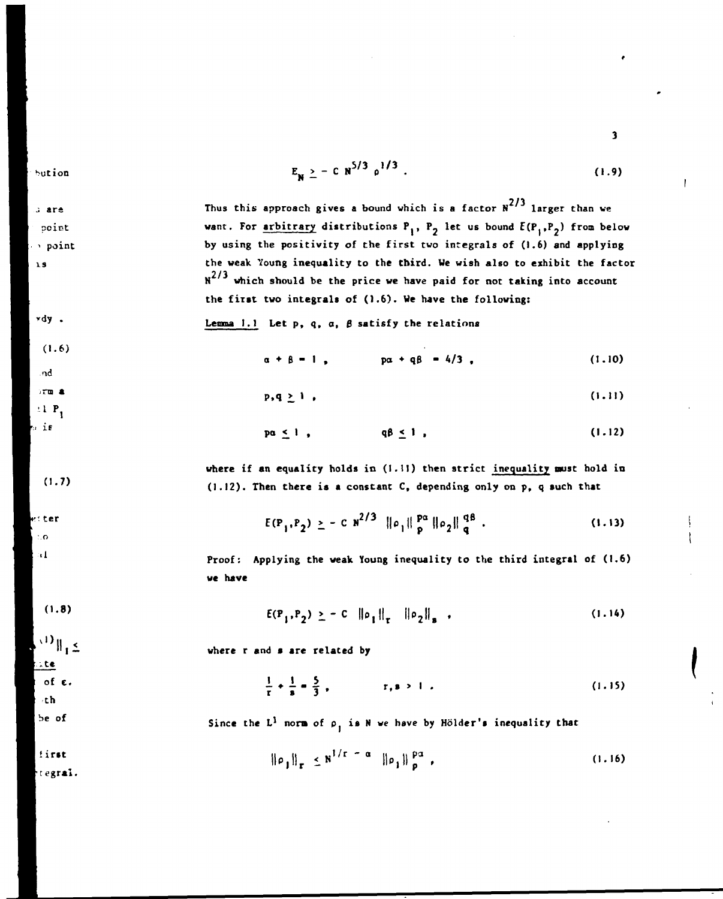$$E_N \geq - C\, N^{5/3}\, \rho^{1/3} . \tag{1.9}$$

Thus this approach gives a bound which is a factor $N^{2/3}$ larger than we want. For *arbitrary* distributions $P_1$, $P_2$ let us bound $E(P_1,P_2)$ from below by using the positivity of the first two integrals of (1.6) and applying the weak Young inequality to the third. We wish also to exhibit the factor $N^{2/3}$ which should be the price we have paid for not taking into account the first two integrals of (1.6). We have the following:

*Lemma 1.1* Let p, q, $\alpha$, $\beta$ satisfy the relations

$$\alpha + \beta = 1 , \qquad p\alpha + q\beta = 4/3 , \tag{1.10}$$

$$p,q \geq 1 , \tag{1.11}$$

$$p\alpha \leq 1 , \qquad q\beta \leq 1 , \tag{1.12}$$

where if an equality holds in (1.11) then strict *inequality* must hold in (1.12). Then there is a constant C, depending only on p, q such that

$$E(P_1,P_2) \geq - C\, N^{2/3}\, \|\rho_1\|_p^{p\alpha}\, \|\rho_2\|_q^{q\beta} . \tag{1.13}$$

Proof: Applying the weak Young inequality to the third integral of (1.6) we have

$$E(P_1,P_2) \geq - C\, \|\rho_1\|_r\, \|\rho_2\|_s , \tag{1.14}$$

where r and s are related by

$$\frac{1}{r} + \frac{1}{s} = \frac{5}{3} , \qquad r,s > 1 . \tag{1.15}$$

Since the $L^1$ norm of $\rho_1$ is N we have by Hölder's inequality that

$$\|\rho_1\|_r \leq N^{1/r - \alpha}\, \|\rho_1\|_p^{p\alpha} , \tag{1.16}$$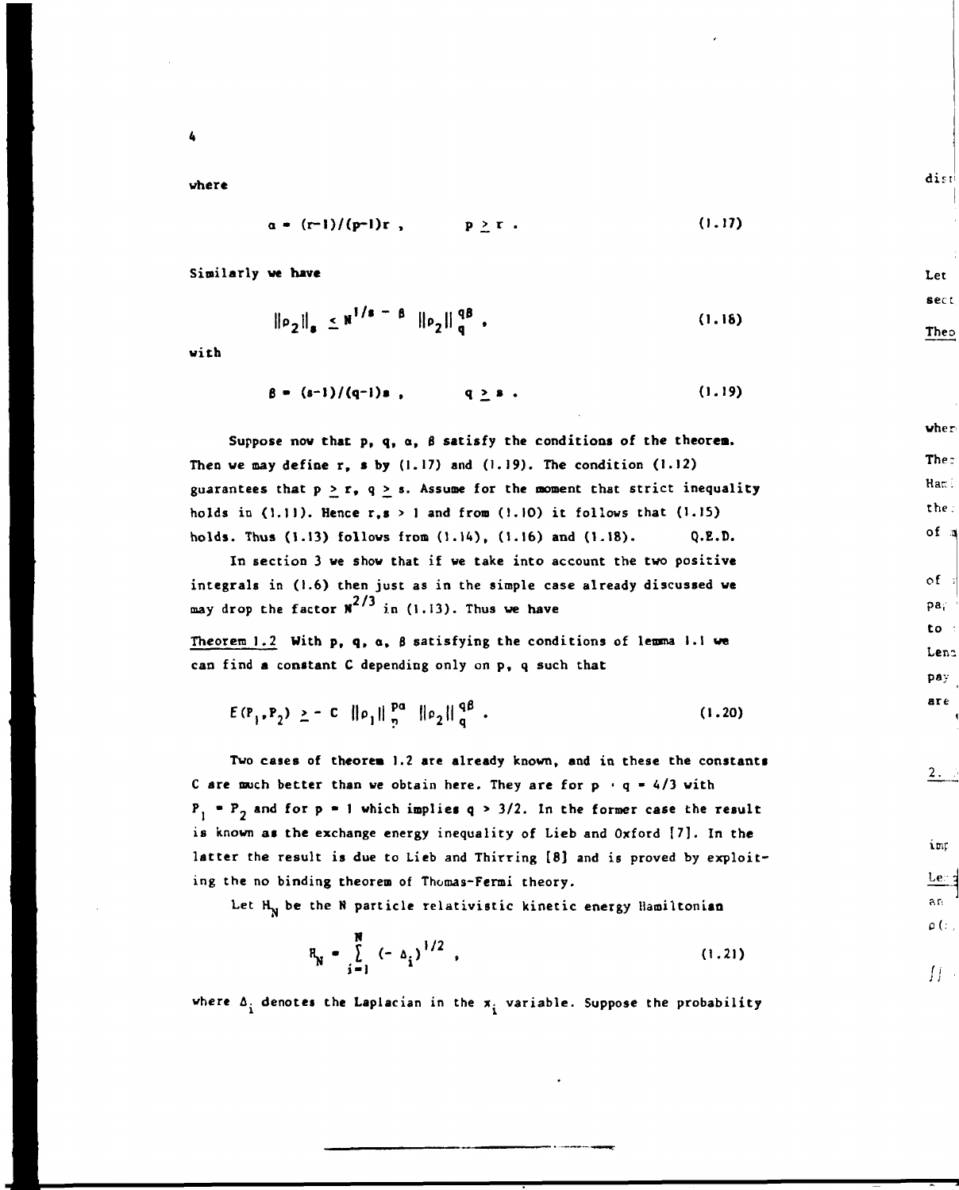where

$$\alpha = (r-1)/(p-1)r \,, \qquad p \geq r \,. \tag{1.17}$$

Similarly we have

$$\|\rho_2\|_s \leq N^{1/s - \beta} \, \|\rho_2\|_q^{q\beta} \,, \tag{1.18}$$

with

$$\beta = (s-1)/(q-1)s \,, \qquad q \geq s \,. \tag{1.19}$$

Suppose now that p, q, $\alpha$, $\beta$ satisfy the conditions of the theorem. Then we may define r, s by (1.17) and (1.19). The condition (1.12) guarantees that $p \geq r$, $q \geq s$. Assume for the moment that strict inequality holds in (1.11). Hence $r,s > 1$ and from (1.10) it follows that (1.15) holds. Thus (1.13) follows from (1.14), (1.16) and (1.18). Q.E.D.

In section 3 we show that if we take into account the two positive integrals in (1.6) then just as in the simple case already discussed we may drop the factor $N^{2/3}$ in (1.13). Thus we have

Theorem 1.2 With p, q, $\alpha$, $\beta$ satisfying the conditions of lemma 1.1 we can find a constant C depending only on p, q such that

$$E(P_1,P_2) \geq - C \, \|\rho_1\|_p^{p\alpha} \, \|\rho_2\|_q^{q\beta} \,. \tag{1.20}$$

Two cases of theorem 1.2 are already known, and in these the constants C are much better than we obtain here. They are for $p = q = 4/3$ with $P_1 = P_2$ and for $p = 1$ which implies $q > 3/2$. In the former case the result is known as the exchange energy inequality of Lieb and Oxford [7]. In the latter the result is due to Lieb and Thirring [8] and is proved by exploiting the no binding theorem of Thomas-Fermi theory.

Let $H_N$ be the N particle relativistic kinetic energy Hamiltonian

$$H_N = \sum_{i=1}^{N} (-\Delta_i)^{1/2} \,, \tag{1.21}$$

where $\Delta_i$ denotes the Laplacian in the $x_i$ variable. Suppose the probability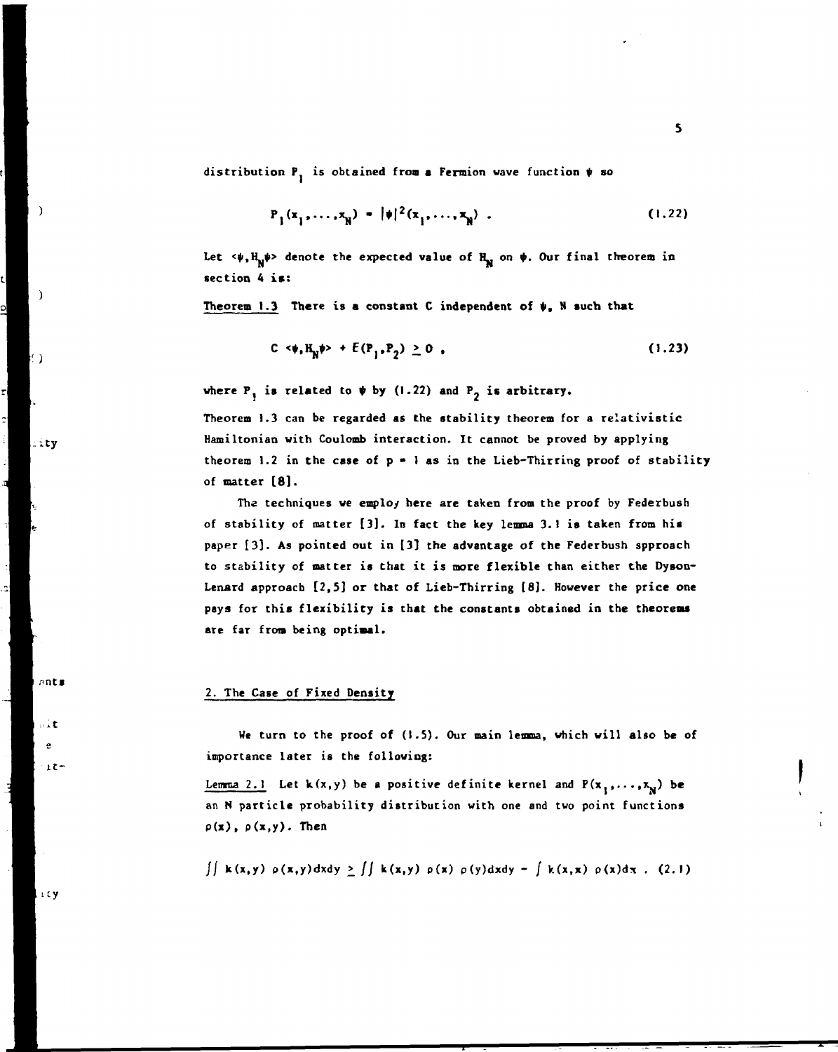distribution $P_1$ is obtained from a Fermion wave function $\psi$ so

$$P_1(x_1,\ldots,x_N) = |\psi|^2(x_1,\ldots,x_N) . \tag{1.22}$$

Let $\langle\psi,H_N\psi\rangle$ denote the expected value of $H_N$ on $\psi$. Our final theorem in section 4 is:

<u>Theorem 1.3</u> There is a constant C independent of $\psi$, N such that

$$C \langle\psi,H_N\psi\rangle + E(P_1,P_2) \geq 0 , \tag{1.23}$$

where $P_1$ is related to $\psi$ by (1.22) and $P_2$ is arbitrary.

Theorem 1.3 can be regarded as the stability theorem for a relativistic Hamiltonian with Coulomb interaction. It cannot be proved by applying theorem 1.2 in the case of $p = 1$ as in the Lieb-Thirring proof of stability of matter [8].

The techniques we employ here are taken from the proof by Federbush of stability of matter [3]. In fact the key lemma 3.1 is taken from his paper [3]. As pointed out in [3] the advantage of the Federbush spproach to stability of matter is that it is more flexible than either the Dyson-Lenard approach [2,5] or that of Lieb-Thirring [8]. However the price one pays for this flexibility is that the constants obtained in the theorems are far from being optimal.

## 2. The Case of Fixed Density

We turn to the proof of (1.5). Our main lemma, which will also be of importance later is the following:

<u>Lemma 2.1</u> Let $k(x,y)$ be a positive definite kernel and $P(x_1,\ldots,x_N)$ be an N particle probability distribution with one and two point functions $\rho(x)$, $\rho(x,y)$. Then

$$\iint k(x,y)\,\rho(x,y)dxdy \geq \iint k(x,y)\,\rho(x)\,\rho(y)dxdy - \int k(x,x)\,\rho(x)dx . \tag{2.1}$$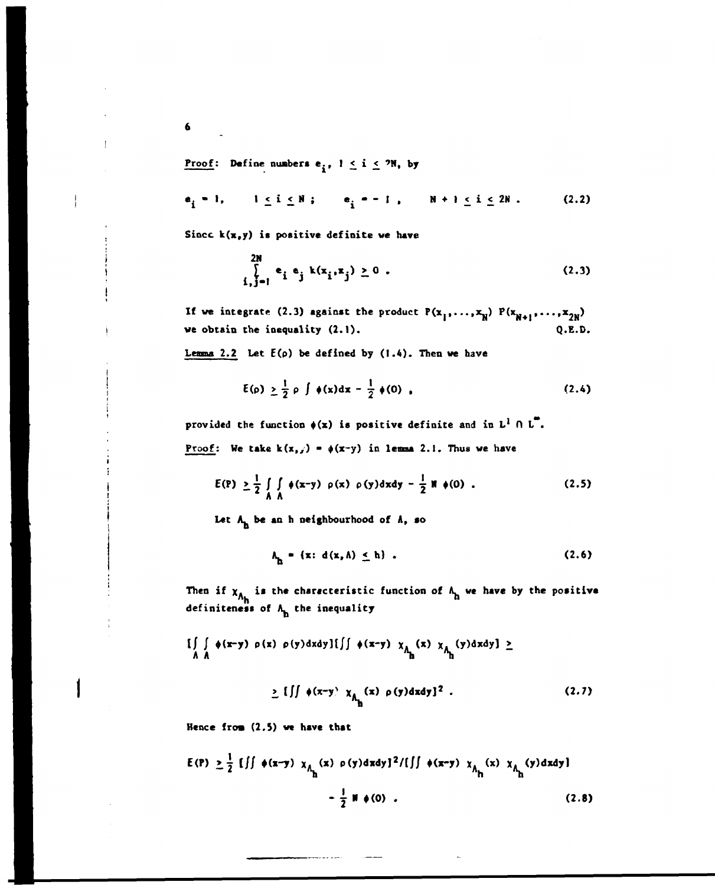**Proof:** Define numbers $e_i$, $1 \leq i \leq 2N$, by

$$e_i = 1, \quad 1 \leq i \leq N \; ; \quad e_i = -1 \, , \quad N+1 \leq i \leq 2N \, . \tag{2.2}$$

Since $k(x,y)$ is positive definite we have

$$\sum_{i,j=1}^{2N} e_i \, e_j \, k(x_i, x_j) \geq 0 \, . \tag{2.3}$$

If we integrate (2.3) against the product $P(x_1, \ldots, x_N) \, P(x_{N+1}, \ldots, x_{2N})$ we obtain the inequality (2.1). Q.E.D.

**Lemma 2.2** Let $E(\rho)$ be defined by (1.4). Then we have

$$E(\rho) \geq \frac{1}{2} \rho \int \phi(x)dx - \frac{1}{2} \phi(0) \, , \tag{2.4}$$

provided the function $\phi(x)$ is positive definite and in $L^1 \cap L^\infty$.

**Proof:** We take $k(x,y) = \phi(x-y)$ in lemma 2.1. Thus we have

$$E(P) \geq \frac{1}{2} \int_\Lambda \int_\Lambda \phi(x-y) \, \rho(x) \, \rho(y)dxdy - \frac{1}{2} N \, \phi(0) \, . \tag{2.5}$$

Let $\Lambda_h$ be an h neighbourhood of $\Lambda$, so

$$\Lambda_h = \{x \colon d(x, \Lambda) \leq h\} \, . \tag{2.6}$$

Then if $\chi_{\Lambda_h}$ is the characteristic function of $\Lambda_h$ we have by the positive definiteness of $\Lambda_h$ the inequality

$$\left[\int_\Lambda \int_\Lambda \phi(x-y) \, \rho(x) \, \rho(y)dxdy\right]\left[\iint \phi(x-y) \, \chi_{\Lambda_h}(x) \, \chi_{\Lambda_h}(y)dxdy\right] \geq$$

$$\geq \left[\iint \phi(x-y) \, \chi_{\Lambda_h}(x) \, \rho(y)dxdy\right]^2 \, . \tag{2.7}$$

Hence from (2.5) we have that

$$E(P) \geq \frac{1}{2} \left[\iint \phi(x-y) \, \chi_{\Lambda_h}(x) \, \rho(y)dxdy\right]^2 / \left[\iint \phi(x-y) \, \chi_{\Lambda_h}(x) \, \chi_{\Lambda_h}(y)dxdy\right]$$

$$- \frac{1}{2} N \, \phi(0) \, . \tag{2.8}$$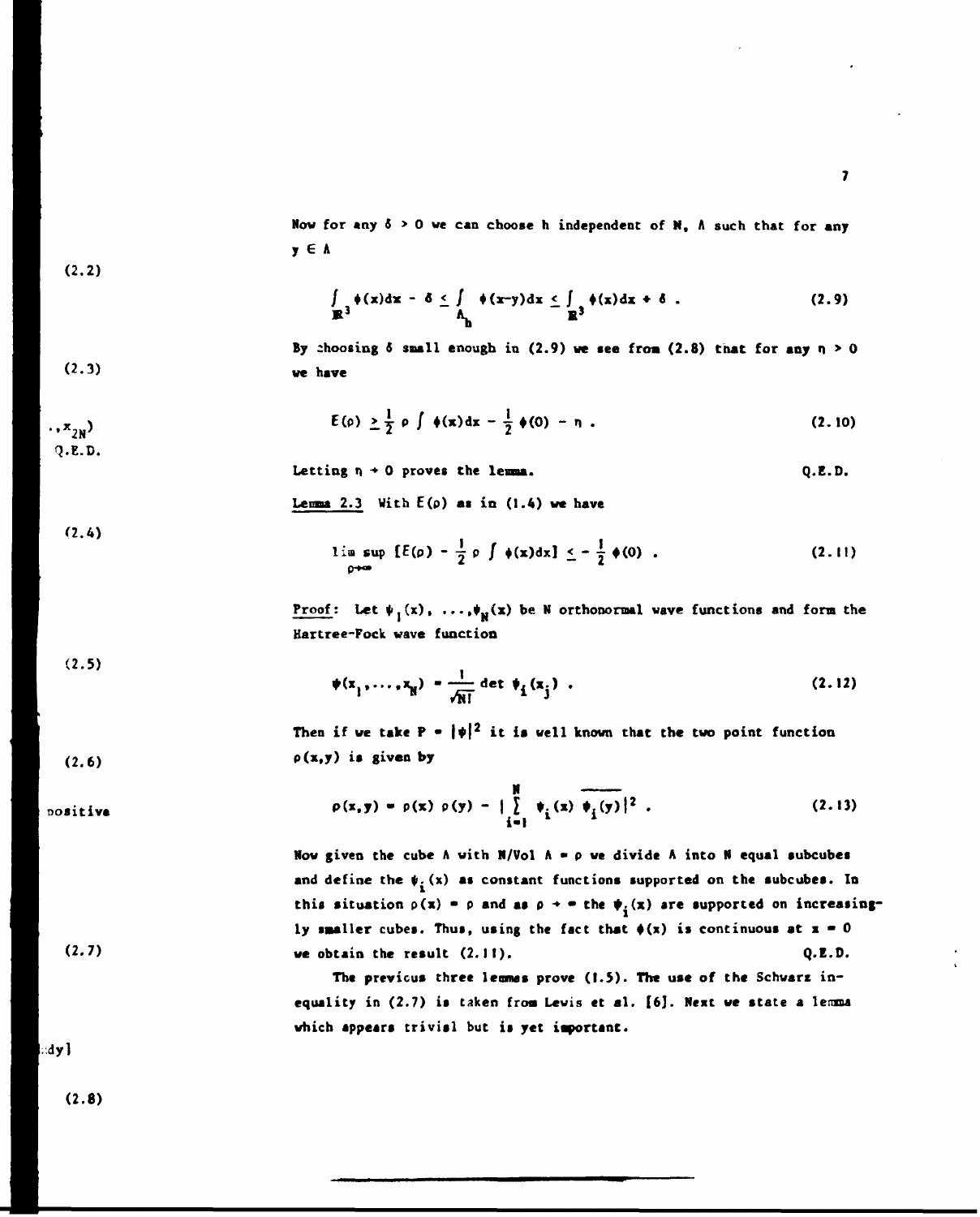Now for any $\delta > 0$ we can choose h independent of N, $\Lambda$ such that for any $y \in \Lambda$

$$\int_{\mathbb{R}^3} \phi(x)dx - \delta \leq \int_{\Lambda_h} \phi(x-y)dx \leq \int_{\mathbb{R}^3} \phi(x)dx + \delta . \tag{2.9}$$

By choosing $\delta$ small enough in (2.9) we see from (2.8) that for any $\eta > 0$ we have

$$E(\rho) \geq \frac{1}{2} \rho \int \phi(x)dx - \frac{1}{2} \phi(0) - \eta . \tag{2.10}$$

Letting $\eta \to 0$ proves the lemma. Q.E.D.

<u>Lemma 2.3</u> With $E(\rho)$ as in (1.4) we have

$$\limsup_{\rho \to \infty} [E(\rho) - \frac{1}{2} \rho \int \phi(x)dx] \leq -\frac{1}{2} \phi(0) . \tag{2.11}$$

<u>Proof</u>: Let $\psi_1(x), \ldots, \psi_N(x)$ be N orthonormal wave functions and form the Hartree-Fock wave function

$$\psi(x_1, \ldots, x_N) = \frac{1}{\sqrt{N!}} \det \psi_i(x_j) . \tag{2.12}$$

Then if we take $P = |\psi|^2$ it is well known that the two point function $\rho(x,y)$ is given by

$$\rho(x,y) = \rho(x)\,\rho(y) - |\sum_{i=1}^{N} \psi_i(x)\,\overline{\psi_i(y)}|^2 . \tag{2.13}$$

Now given the cube $\Lambda$ with $N/\text{Vol}\,\Lambda = \rho$ we divide $\Lambda$ into N equal subcubes and define the $\psi_i(x)$ as constant functions supported on the subcubes. In this situation $\rho(x) = \rho$ and as $\rho \to \infty$ the $\psi_i(x)$ are supported on increasingly smaller cubes. Thus, using the fact that $\phi(x)$ is continuous at $x = 0$ we obtain the result (2.11). Q.E.D.

The previous three lemmas prove (1.5). The use of the Schwarz inequality in (2.7) is taken from Lewis et al. [6]. Next we state a lemma which appears trivial but is yet important.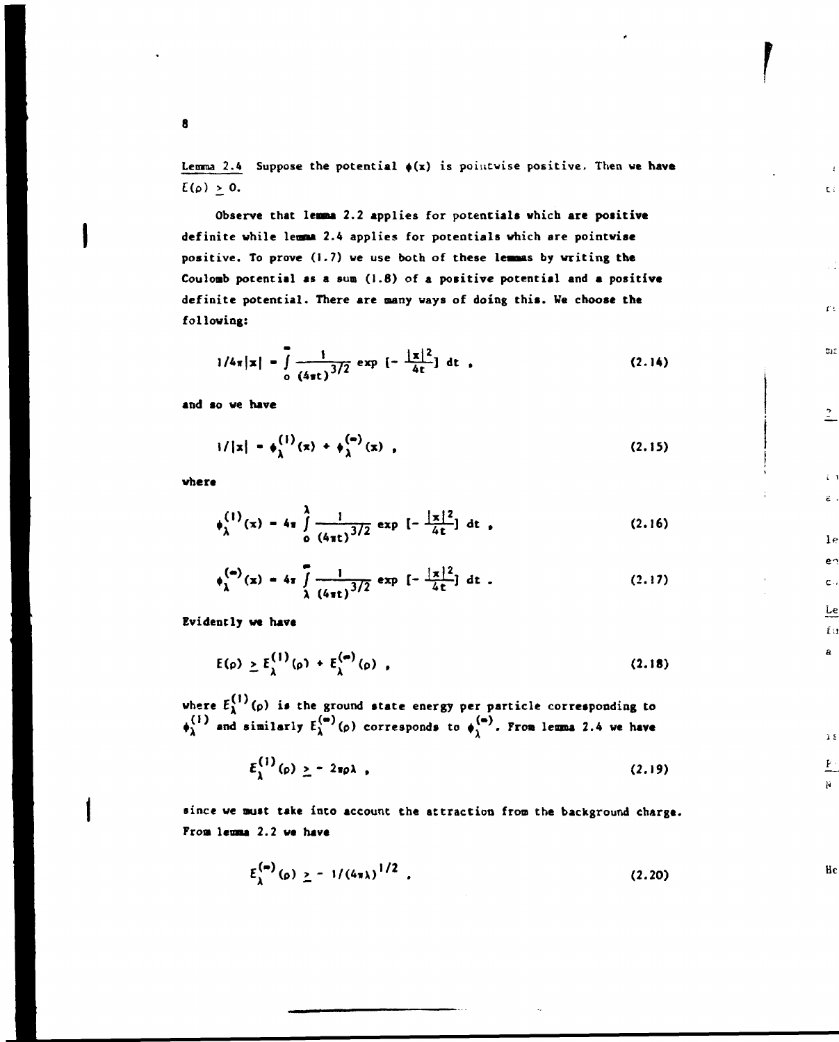*Lemma 2.4* Suppose the potential $\phi(x)$ is pointwise positive. Then we have $E(\rho) \geq 0$.

Observe that lemma 2.2 applies for potentials which are positive definite while lemma 2.4 applies for potentials which are pointwise positive. To prove (1.7) we use both of these lemmas by writing the Coulomb potential as a sum (1.8) of a positive potential and a positive definite potential. There are many ways of doing this. We choose the following:

$$1/4\pi|x| = \int_0^\infty \frac{1}{(4\pi t)^{3/2}} \exp\left[-\frac{|x|^2}{4t}\right] dt \ , \tag{2.14}$$

and so we have

$$1/|x| = \phi_\lambda^{(1)}(x) + \phi_\lambda^{(\infty)}(x) \ , \tag{2.15}$$

where

$$\phi_\lambda^{(1)}(x) = 4\pi \int_0^\lambda \frac{1}{(4\pi t)^{3/2}} \exp\left[-\frac{|x|^2}{4t}\right] dt \ , \tag{2.16}$$

$$\phi_\lambda^{(\infty)}(x) = 4\pi \int_\lambda^\infty \frac{1}{(4\pi t)^{3/2}} \exp\left[-\frac{|x|^2}{4t}\right] dt \ . \tag{2.17}$$

Evidently we have

$$E(\rho) \geq E_\lambda^{(1)}(\rho) + E_\lambda^{(\infty)}(\rho) \ , \tag{2.18}$$

where $E_\lambda^{(1)}(\rho)$ is the ground state energy per particle corresponding to $\phi_\lambda^{(1)}$ and similarly $E_\lambda^{(\infty)}(\rho)$ corresponds to $\phi_\lambda^{(\infty)}$. From lemma 2.4 we have

$$E_\lambda^{(1)}(\rho) \geq -2\pi\rho\lambda \ , \tag{2.19}$$

since we must take into account the attraction from the background charge. From lemma 2.2 we have

$$E_\lambda^{(\infty)}(\rho) \geq -1/(4\pi\lambda)^{1/2} \ . \tag{2.20}$$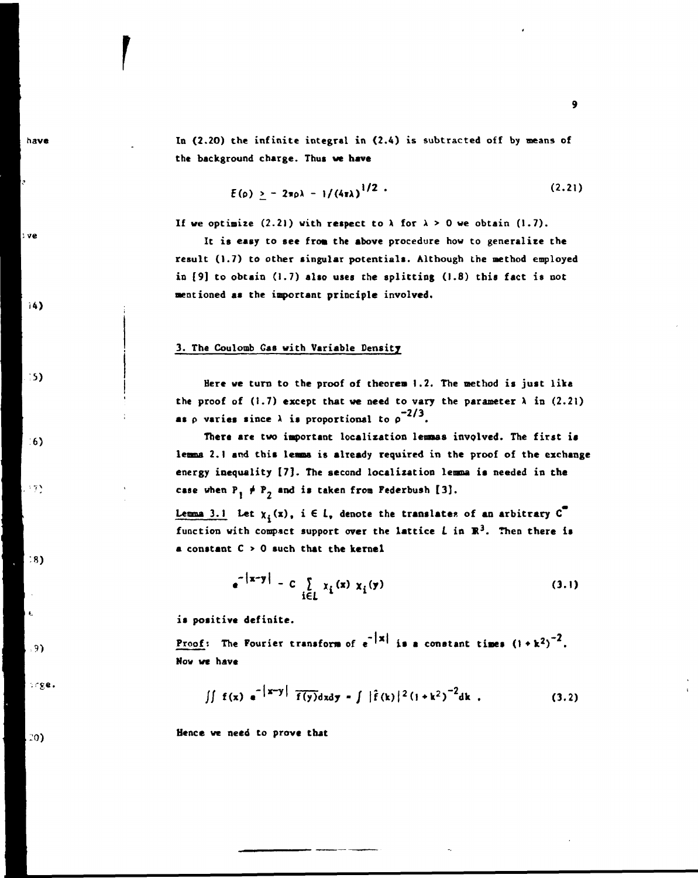In (2.20) the infinite integral in (2.4) is subtracted off by means of the background charge. Thus we have

$$E(\rho) \geq - 2\pi\rho\lambda - 1/(4\pi\lambda)^{1/2} . \tag{2.21}$$

If we optimize (2.21) with respect to $\lambda$ for $\lambda > 0$ we obtain (1.7).

It is easy to see from the above procedure how to generalize the result (1.7) to other singular potentials. Although the method employed in [9] to obtain (1.7) also uses the splitting (1.8) this fact is not mentioned as the important principle involved.

## 3. The Coulomb Gas with Variable Density

Here we turn to the proof of theorem 1.2. The method is just like the proof of (1.7) except that we need to vary the parameter $\lambda$ in (2.21) as $\rho$ varies since $\lambda$ is proportional to $\rho^{-2/3}$.

There are two important localization lemmas involved. The first is lemma 2.1 and this lemma is already required in the proof of the exchange energy inequality [7]. The second localization lemma is needed in the case when $P_1 \neq P_2$ and is taken from Federbush [3].

**Lemma 3.1** Let $\chi_i(x)$, $i \in L$, denote the translates of an arbitrary $C^\infty$ function with compact support over the lattice $L$ in $\mathbb{R}^3$. Then there is a constant $C > 0$ such that the kernel

$$e^{-|x-y|} - C \sum_{i \in L} \chi_i(x)\, \chi_i(y) \tag{3.1}$$

is positive definite.

**Proof:** The Fourier transform of $e^{-|x|}$ is a constant times $(1+k^2)^{-2}$. Now we have

$$\iint f(x)\, e^{-|x-y|}\, \overline{f(y)} dx dy = \int |\hat{f}(k)|^2 (1+k^2)^{-2} dk \, . \tag{3.2}$$

Hence we need to prove that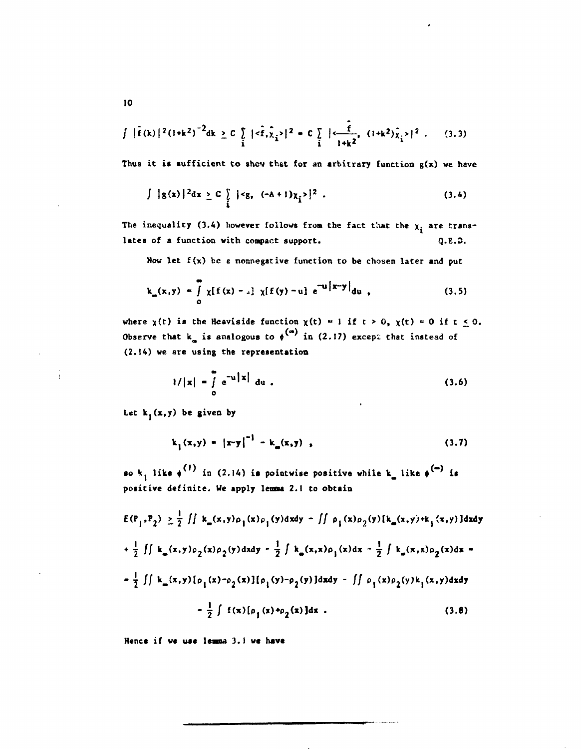$$\int |\hat{f}(k)|^2(1+k^2)^{-2}dk \geq C \sum_i |\langle\hat{f},\hat{\chi}_i\rangle|^2 = C \sum_i |\langle\frac{\hat{f}}{1+k^2}, (1+k^2)\hat{\chi}_i\rangle|^2 . \quad (3.3)$$

Thus it is sufficient to show that for an arbitrary function $g(x)$ we have

$$\int |g(x)|^2dx \geq C \sum_i |\langle g, (-\Delta+1)\chi_i\rangle|^2 . \quad (3.4)$$

The inequality (3.4) however follows from the fact that the $\chi_i$ are translates of a function with compact support. Q.E.D.

Now let $f(x)$ be a nonnegative function to be chosen later and put

$$k_\infty(x,y) = \int_0^\infty \chi[f(x)-u]\ \chi[f(y)-u]\ e^{-u|x-y|}du , \quad (3.5)$$

where $\chi(t)$ is the Heaviside function $\chi(t) = 1$ if $t > 0$, $\chi(t) = 0$ if $t \leq 0$. Observe that $k_\infty$ is analogous to $\phi^{(\infty)}$ in (2.17) except that instead of (2.14) we are using the representation

$$1/|x| = \int_0^\infty e^{-u|x|}\ du . \quad (3.6)$$

Let $k_1(x,y)$ be given by

$$k_1(x,y) = |x-y|^{-1} - k_\infty(x,y) , \quad (3.7)$$

so $k_1$ like $\phi^{(1)}$ in (2.14) is pointwise positive while $k_\infty$ like $\phi^{(\infty)}$ is positive definite. We apply lemma 2.1 to obtain

$$\begin{aligned}
E(P_1,P_2) &\geq \frac{1}{2} \iint k_\infty(x,y)\rho_1(x)\rho_1(y)dxdy - \iint \rho_1(x)\rho_2(y)[k_\infty(x,y)+k_1(x,y)]dxdy \\
&+ \frac{1}{2} \iint k_\infty(x,y)\rho_2(x)\rho_2(y)dxdy - \frac{1}{2}\int k_\infty(x,x)\rho_1(x)dx - \frac{1}{2}\int k_\infty(x,x)\rho_2(x)dx = \\
&= \frac{1}{2} \iint k_\infty(x,y)[\rho_1(x)-\rho_2(x)][\rho_1(y)-\rho_2(y)]dxdy - \iint \rho_1(x)\rho_2(y)k_1(x,y)dxdy \\
&\quad - \frac{1}{2}\int f(x)[\rho_1(x)+\rho_2(x)]dx . \quad (3.8)
\end{aligned}$$

Hence if we use lemma 3.1 we have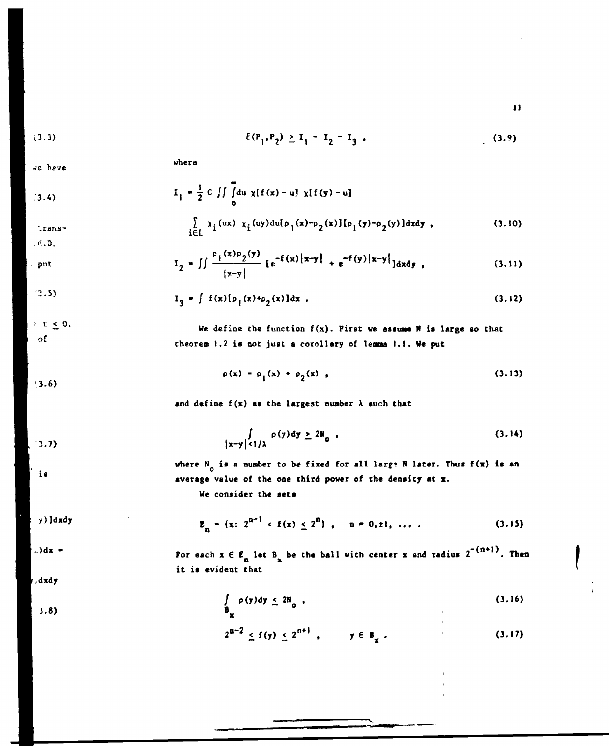$$E(P_1,P_2) \geq I_1 - I_2 - I_3 , \tag{3.9}$$

where

$$I_1 = \frac{1}{2} C \iint \int_0^\infty du \, \chi[f(x) - u] \, \chi[f(y) - u]$$

$$\sum_{i \in L} \chi_i(ux) \, \chi_i(uy) du [\rho_1(x) - \rho_2(x)][\rho_1(y) - \rho_2(y)] dxdy , \tag{3.10}$$

$$I_2 = \iint \frac{\rho_1(x)\rho_2(y)}{|x-y|} [e^{-f(x)|x-y|} + e^{-f(y)|x-y|}] dxdy , \tag{3.11}$$

$$I_3 = \int f(x)[\rho_1(x) + \rho_2(x)] dx . \tag{3.12}$$

We define the function $f(x)$. First we assume $N$ is large so that theorem 1.2 is not just a corollary of lemma 1.1. We put

$$\rho(x) = \rho_1(x) + \rho_2(x) , \tag{3.13}$$

and define $f(x)$ as the largest number $\lambda$ such that

$$\int_{|x-y|<1/\lambda} \rho(y) dy \geq 2N_o , \tag{3.14}$$

where $N_o$ is a number to be fixed for all large $N$ later. Thus $f(x)$ is an average value of the one third power of the density at $x$.

We consider the sets

$$E_n = \{x: 2^{n-1} < f(x) \leq 2^n\} , \quad n = 0, \pm 1, \ldots . \tag{3.15}$$

For each $x \in E_n$ let $B_x$ be the ball with center $x$ and radius $2^{-(n+1)}$. Then it is evident that

$$\int_{B_x} \rho(y) dy \leq 2N_o , \tag{3.16}$$

$$2^{n-2} \leq f(y) \leq 2^{n+1} , \qquad y \in B_x . \tag{3.17}$$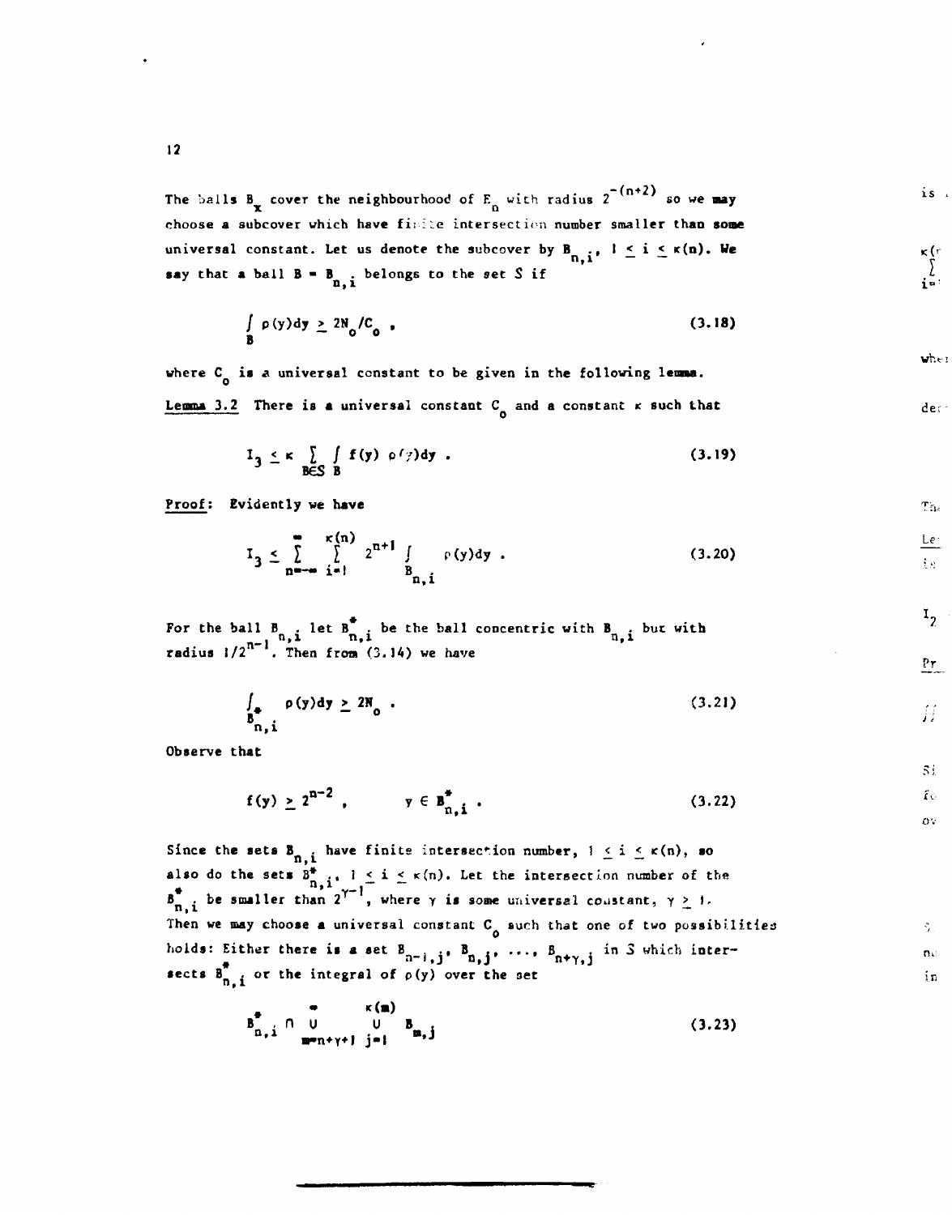The balls $B_x$ cover the neighbourhood of $E_n$ with radius $2^{-(n+2)}$ so we may choose a subcover which have finite intersection number smaller than some universal constant. Let us denote the subcover by $B_{n,i}$, $1 \le i \le \kappa(n)$. We say that a ball $B = B_{n,i}$ belongs to the set $S$ if

$$\int_B \rho(y)dy \ge 2N_o/C_o \ , \tag{3.18}$$

where $C_o$ is a universal constant to be given in the following lemma.

<u>Lemma 3.2</u> There is a universal constant $C_o$ and a constant $\kappa$ such that

$$I_3 \le \kappa \sum_{B \in S} \int_B f(y)\ \rho(y)dy \ . \tag{3.19}$$

<u>Proof:</u> Evidently we have

$$I_3 \le \sum_{n=-\infty}^{\infty} \sum_{i=1}^{\kappa(n)} 2^{n+1} \int_{B_{n,i}} \rho(y)dy \ . \tag{3.20}$$

For the ball $B_{n,i}$ let $B^*_{n,i}$ be the ball concentric with $B_{n,i}$ but with radius $1/2^{n-1}$. Then from (3.14) we have

$$\int_{B^*_{n,i}} \rho(y)dy \ge 2N_o \ . \tag{3.21}$$

Observe that

$$f(y) \ge 2^{n-2} \ , \qquad y \in B^*_{n,i} \ . \tag{3.22}$$

Since the sets $B_{n,i}$ have finite intersection number, $1 \le i \le \kappa(n)$, so also do the sets $B^*_{n,i}$, $1 \le i \le \kappa(n)$. Let the intersection number of the $B^*_{n,i}$ be smaller than $2^{\gamma-1}$, where $\gamma$ is some universal constant, $\gamma \ge 1$. Then we may choose a universal constant $C_o$ such that one of two possibilities holds: Either there is a set $B_{n-1,j}, B_{n,j}, \ldots, B_{n+\gamma,j}$ in $S$ which intersects $B^*_{n,i}$ or the integral of $\rho(y)$ over the set

$$B^*_{n,i} \cap \bigcup_{m=n+\gamma+1}^{\infty} \bigcup_{j=1}^{\kappa(m)} B_{m,j} \tag{3.23}$$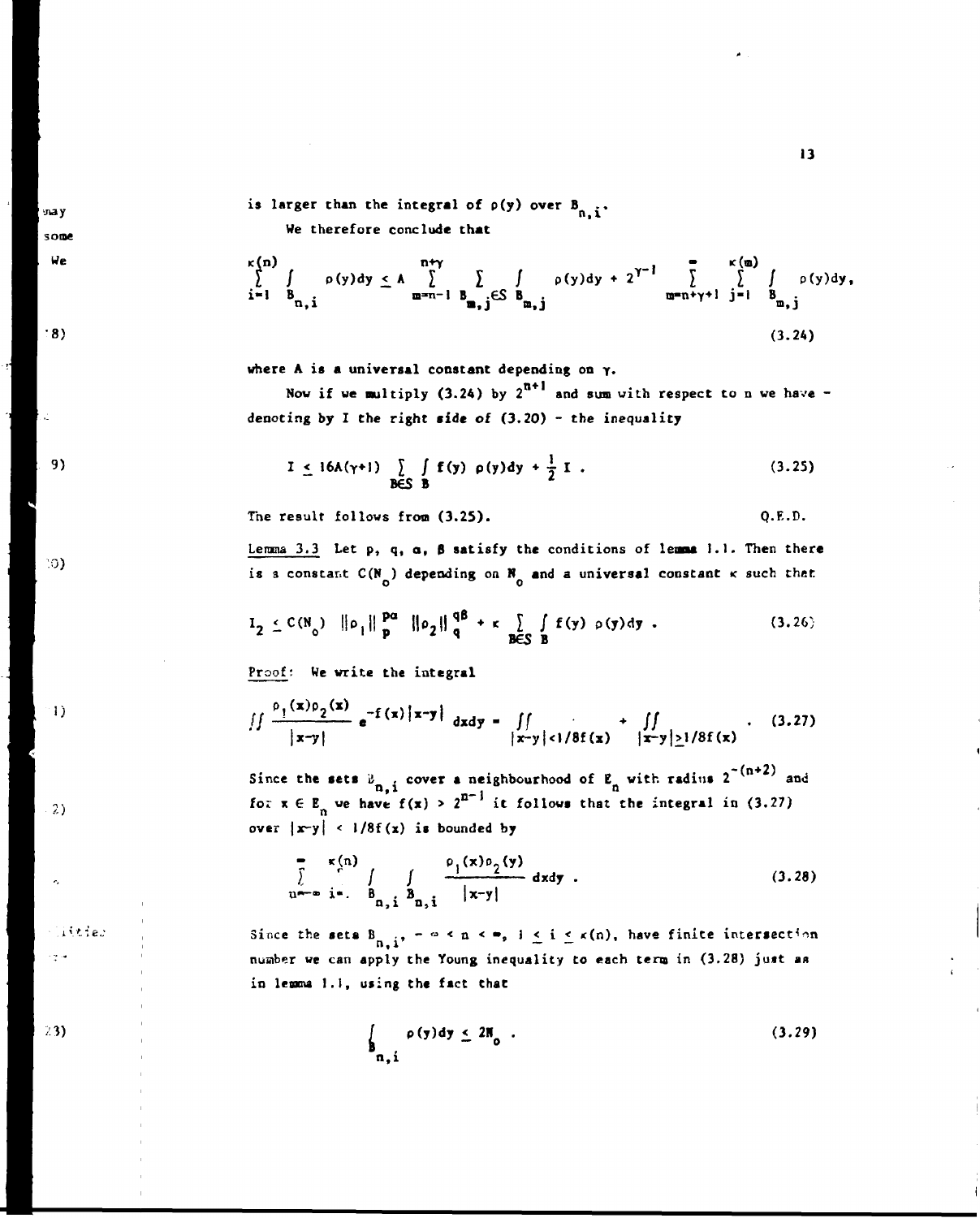is larger than the integral of $\rho(y)$ over $B_{n,i}$.

We therefore conclude that

$$\sum_{i=1}^{\kappa(n)} \int_{B_{n,i}} \rho(y)dy \leq A \sum_{m=n-1}^{n+\gamma} \sum_{B_{m,j}\in S} \int_{B_{m,j}} \rho(y)dy + 2^{\gamma-1} \sum_{m=n+\gamma+1}^{\infty} \sum_{j=1}^{\kappa(m)} \int_{B_{m,j}} \rho(y)dy, \tag{3.24}$$

where A is a universal constant depending on $\gamma$.

Now if we multiply (3.24) by $2^{n+1}$ and sum with respect to n we have - denoting by I the right side of (3.20) - the inequality

$$I \leq 16A(\gamma+1) \sum_{B\in S} \int_B f(y)\, \rho(y)dy + \frac{1}{2} I . \tag{3.25}$$

The result follows from (3.25). Q.E.D.

Lemma 3.3 Let p, q, $\alpha$, $\beta$ satisfy the conditions of lemma 1.1. Then there is a constant $C(N_o)$ depending on $N_o$ and a universal constant $\kappa$ such that

$$I_2 \leq C(N_o) \ \|\rho_1\|_p^{p\alpha} \ \|\rho_2\|_q^{q\beta} + \kappa \sum_{B\in S} \int_B f(y)\ \rho(y)dy . \tag{3.26}$$

Proof: We write the integral

$$\iint \frac{\rho_1(x)\rho_2(x)}{|x-y|} e^{-f(x)|x-y|} \,dxdy = \iint_{|x-y|<1/8f(x)} + \iint_{|x-y|\geq 1/8f(x)} . \tag{3.27}$$

Since the sets $B_{n,i}$ cover a neighbourhood of $E_n$ with radius $2^{-(n+2)}$ and for $x \in E_n$ we have $f(x) > 2^{n-1}$ it follows that the integral in (3.27) over $|x-y| < 1/8f(x)$ is bounded by

$$\sum_{n=-\infty}^{\infty} \sum_{i=1}^{\kappa(n)} \int_{B_{n,i}} \int_{B_{n,i}} \frac{\rho_1(x)\rho_2(y)}{|x-y|} dxdy . \tag{3.28}$$

Since the sets $B_{n,i}$, $-\infty < n < \infty$, $1 \leq i \leq \kappa(n)$, have finite intersection number we can apply the Young inequality to each term in (3.28) just as in lemma 1.1, using the fact that

$$\int_{B_{n,i}} \rho(y)dy \leq 2N_o . \tag{3.29}$$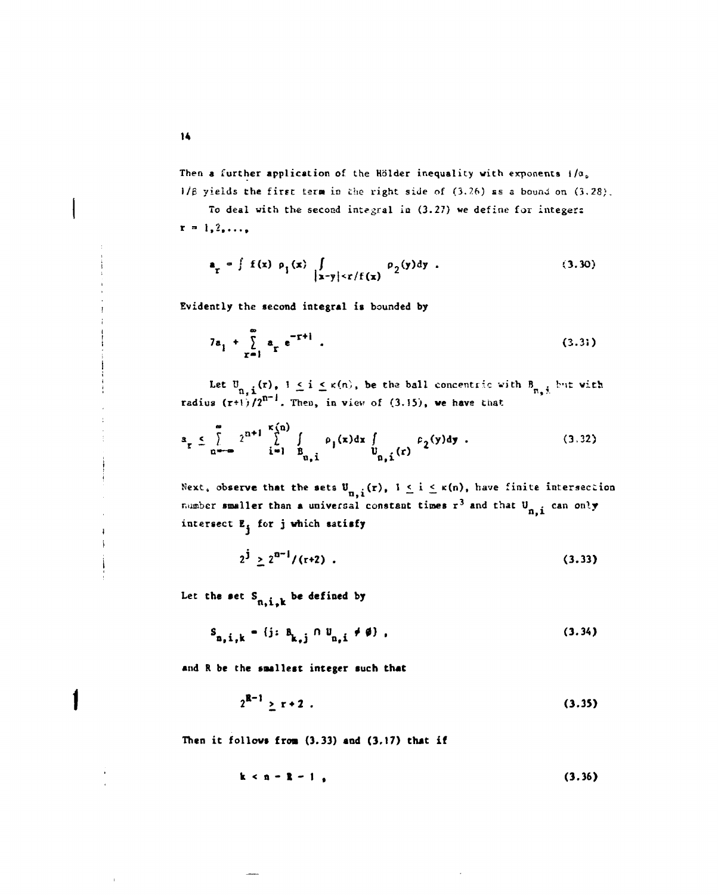Then a further application of the Hölder inequality with exponents $1/\alpha$, $1/\beta$ yields the first term in the right side of (3.26) as a bound on (3.28).

To deal with the second integral in (3.27) we define for integers $r = 1,2,\ldots$,

$$a_r = \int f(x)\, \rho_1(x) \int_{|x-y|<r/f(x)} \rho_2(y)dy \ . \tag{3.30}$$

Evidently the second integral is bounded by

$$7a_1 + \sum_{r=1}^{\infty} a_r\, e^{-r+1} \ . \tag{3.31}$$

Let $U_{n,i}(r)$, $1 \leq i \leq \kappa(n)$, be the ball concentric with $B_{n,i}$ but with radius $(r+1)/2^{n-1}$. Then, in view of (3.15), we have that

$$a_r \leq \sum_{n=-\infty}^{\infty} 2^{n+1} \sum_{i=1}^{\kappa(n)} \int_{B_{n,i}} \rho_1(x)dx \int_{U_{n,i}(r)} \rho_2(y)dy \ . \tag{3.32}$$

Next, observe that the sets $U_{n,i}(r)$, $1 \leq i \leq \kappa(n)$, have finite intersection number smaller than a universal constant times $r^3$ and that $U_{n,i}$ can only intersect $E_j$ for $j$ which satisfy

$$2^j \geq 2^{n-1}/(r+2) \ . \tag{3.33}$$

Let the set $S_{n,i,k}$ be defined by

$$S_{n,i,k} = \{j\colon B_{k,j} \cap U_{n,i} \neq \emptyset\} \ , \tag{3.34}$$

and $R$ be the smallest integer such that

$$2^{R-1} \geq r+2 \ . \tag{3.35}$$

Then it follows from (3.33) and (3.17) that if

$$k < n - R - 1 \ , \tag{3.36}$$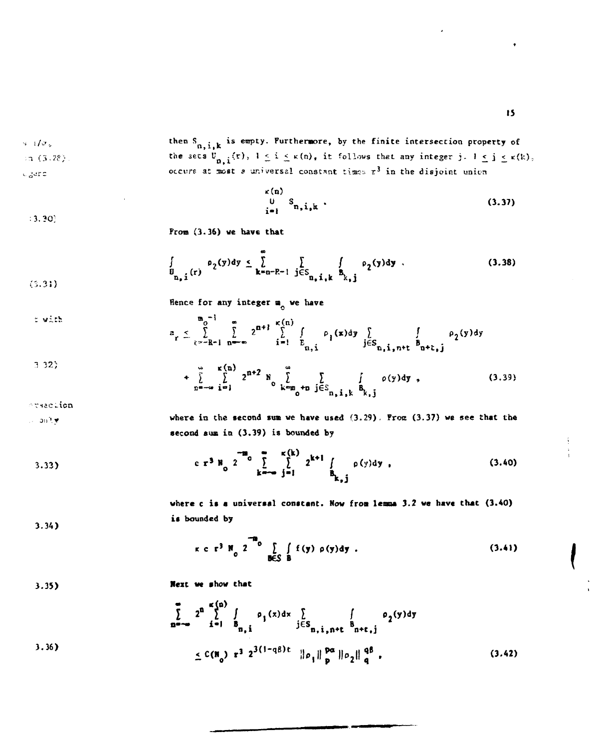then $S_{n,i,k}$ is empty. Furthermore, by the finite intersection property of the sets $U_{n,i}(r)$, $1 \le i \le \kappa(n)$, it follows that any integer $j$, $1 \le j \le \kappa(k)$, occurs at most a universal constant times $r^3$ in the disjoint union

$$\bigcup_{i=1}^{\kappa(n)} S_{n,i,k} \; . \tag{3.37}$$

From (3.36) we have that

$$\int_{U_{n,i}(r)} \rho_2(y)dy \le \sum_{k=n-R-1}^{\infty} \sum_{j \in S_{n,i,k}} \int_{B_{k,j}} \rho_2(y)dy \; . \tag{3.38}$$

Hence for any integer $m_o$ we have

$$a_r \le \sum_{t=-R-1}^{m_o-1} \sum_{n=-\infty}^{\infty} 2^{n+1} \sum_{i=1}^{\kappa(n)} \int_{E_{n,i}} \rho_1(x)dy \sum_{j \in S_{n,i,n+t}} \int_{B_{n+t,j}} \rho_2(y)dy$$

$$+ \sum_{n=-\infty}^{\infty} \sum_{i=1}^{\kappa(n)} 2^{n+2} N_o \sum_{k=m_o+n}^{\infty} \sum_{j \in S_{n,i,k}} \int_{B_{k,j}} \rho(y)dy \; , \tag{3.39}$$

where in the second sum we have used (3.29). From (3.37) we see that the second sum in (3.39) is bounded by

$$c\, r^3 N_o\, 2^{-m_o} \sum_{k=-\infty}^{\infty} \sum_{j=1}^{\kappa(k)} 2^{k+1} \int_{B_{k,j}} \rho(y)dy \; , \tag{3.40}$$

where $c$ is a universal constant. Now from lemma 3.2 we have that (3.40) is bounded by

$$\kappa\, c\, r^3 N_o\, 2^{-m_o} \sum_{B \in S} \int_B f(y)\, \rho(y)dy \; . \tag{3.41}$$

Next we show that

$$\sum_{n=-\infty}^{\infty} 2^n \sum_{i=1}^{\kappa(n)} \int_{B_{n,i}} \rho_1(x)dx \sum_{j \in S_{n,i,n+t}} \int_{B_{n+t,j}} \rho_2(y)dy$$

$$\le C(N_o)\, r^3\, 2^{3(1-q\beta)t}\, \|\rho_1\|_p^{p\alpha} \|\rho_2\|_q^{q\beta} \; , \tag{3.42}$$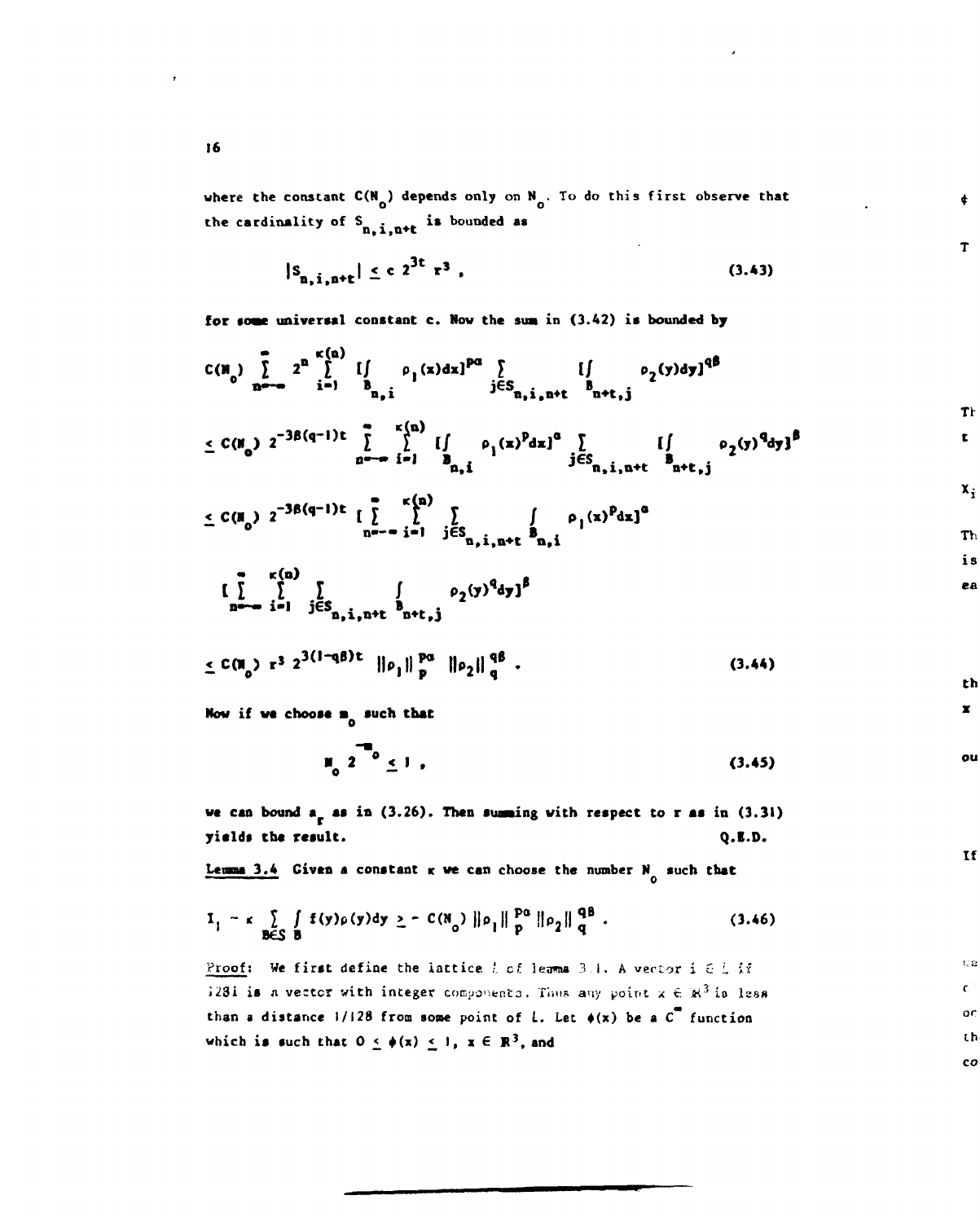where the constant $C(N_o)$ depends only on $N_o$. To do this first observe that the cardinality of $S_{n,i,n+t}$ is bounded as

$$|S_{n,i,n+t}| \leq c\, 2^{3t}\, r^3 , \tag{3.43}$$

for some universal constant c. Now the sum in (3.42) is bounded by

$$C(N_o) \sum_{n=-\infty}^{\infty} 2^n \sum_{i=1}^{\kappa(n)} [\int_{B_{n,i}} \rho_1(x)dx]^{p\alpha} \sum_{j\in S_{n,i,n+t}} [\int_{B_{n+t,j}} \rho_2(y)dy]^{q\beta}$$

$$\leq C(N_o)\, 2^{-3\beta(q-1)t} \sum_{n=-\infty}^{\infty} \sum_{i=1}^{\kappa(n)} [\int_{B_{n,i}} \rho_1(x)^p dx]^{\alpha} \sum_{j\in S_{n,i,n+t}} [\int_{B_{n+t,j}} \rho_2(y)^q dy]^{\beta}$$

$$\leq C(N_o)\, 2^{-3\beta(q-1)t} [\sum_{n=-\infty}^{\infty} \sum_{i=1}^{\kappa(n)} \sum_{j\in S_{n,i,n+t}} \int_{B_{n,i}} \rho_1(x)^p dx]^{\alpha}$$

$$[\sum_{n=-\infty}^{\infty} \sum_{i=1}^{\kappa(n)} \sum_{j\in S_{n,i,n+t}} \int_{B_{n+t,j}} \rho_2(y)^q dy]^{\beta}$$

$$\leq C(N_o)\, r^3\, 2^{3(1-q\beta)t}\, \|\rho_1\|_p^{p\alpha}\, \|\rho_2\|_q^{q\beta} . \tag{3.44}$$

Now if we choose $m_o$ such that

$$N_o\, 2^{-m_o} \leq 1 , \tag{3.45}$$

we can bound $a_r$ as in (3.26). Then summing with respect to r as in (3.31) yields the result. Q.E.D.

**Lemma 3.4** Given a constant $\kappa$ we can choose the number $N_o$ such that

$$I_1 - \kappa \sum_{B\in S} \int_B f(y)\rho(y)dy \geq - C(N_o)\, \|\rho_1\|_p^{p\alpha}\, \|\rho_2\|_q^{q\beta} . \tag{3.46}$$

Proof: We first define the lattice $L$ of lemma 3.1. A vector $i \in L$ if $128i$ is a vector with integer components. Thus any point $x \in \mathbb{R}^3$ is less than a distance 1/128 from some point of $L$. Let $\phi(x)$ be a $C^\infty$ function which is such that $0 \leq \phi(x) \leq 1$, $x \in \mathbb{R}^3$, and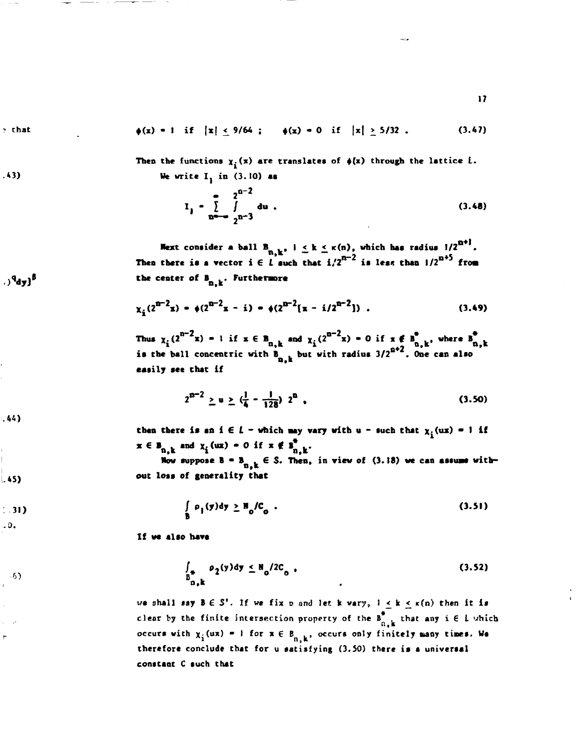$$\phi(x) = 1 \text{ if } |x| \le 9/64 \;; \quad \phi(x) = 0 \text{ if } |x| \ge 5/32 \;. \tag{3.47}$$

Then the functions $\chi_i(x)$ are translates of $\phi(x)$ through the lattice $L$.

We write $I_1$ in (3.10) as

$$I_1 = \sum_{n=-\infty}^{\infty} \int_{2^{n-3}}^{2^{n-2}} du \;. \tag{3.48}$$

Next consider a ball $B_{n,k}$, $1 \le k \le \kappa(n)$, which has radius $1/2^{n+1}$. Then there is a vector $i \in L$ such that $i/2^{n-2}$ is less than $1/2^{n+5}$ from the center of $B_{n,k}$. Furthermore

$$\chi_i(2^{n-2}x) = \phi(2^{n-2}x - i) = \phi(2^{n-2}[x - i/2^{n-2}]) \;. \tag{3.49}$$

Thus $\chi_i(2^{n-2}x) = 1$ if $x \in B_{n,k}$ and $\chi_i(2^{n-2}x) = 0$ if $x \notin B^*_{n,k}$, where $B^*_{n,k}$ is the ball concentric with $B_{n,k}$ but with radius $3/2^{n+2}$. One can also easily see that if

$$2^{n-2} \ge u \ge (\tfrac{1}{4} - \tfrac{1}{128})\, 2^n \;, \tag{3.50}$$

then there is an $i \in L$ - which may vary with $u$ - such that $\chi_i(ux) = 1$ if $x \in B_{n,k}$ and $\chi_i(ux) = 0$ if $x \notin B^*_{n,k}$.

Now suppose $B = B_{n,k} \in S$. Then, in view of (3.18) we can assume without loss of generality that

$$\int_B \rho_1(y)dy \ge N_o/C_o \;. \tag{3.51}$$

If we also have

$$\int_{B^*_{n,k}} \rho_2(y)dy \le N_o/2C_o \;, \tag{3.52}$$

we shall say $B \in S'$. If we fix $n$ and let $k$ vary, $1 \le k \le \kappa(n)$ then it is clear by the finite intersection property of the $B^*_{n,k}$ that any $i \in L$ which occurs with $\chi_i(ux) = 1$ for $x \in B_{n,k}$, occurs only finitely many times. We therefore conclude that for $u$ satisfying (3.50) there is a universal constant $C$ such that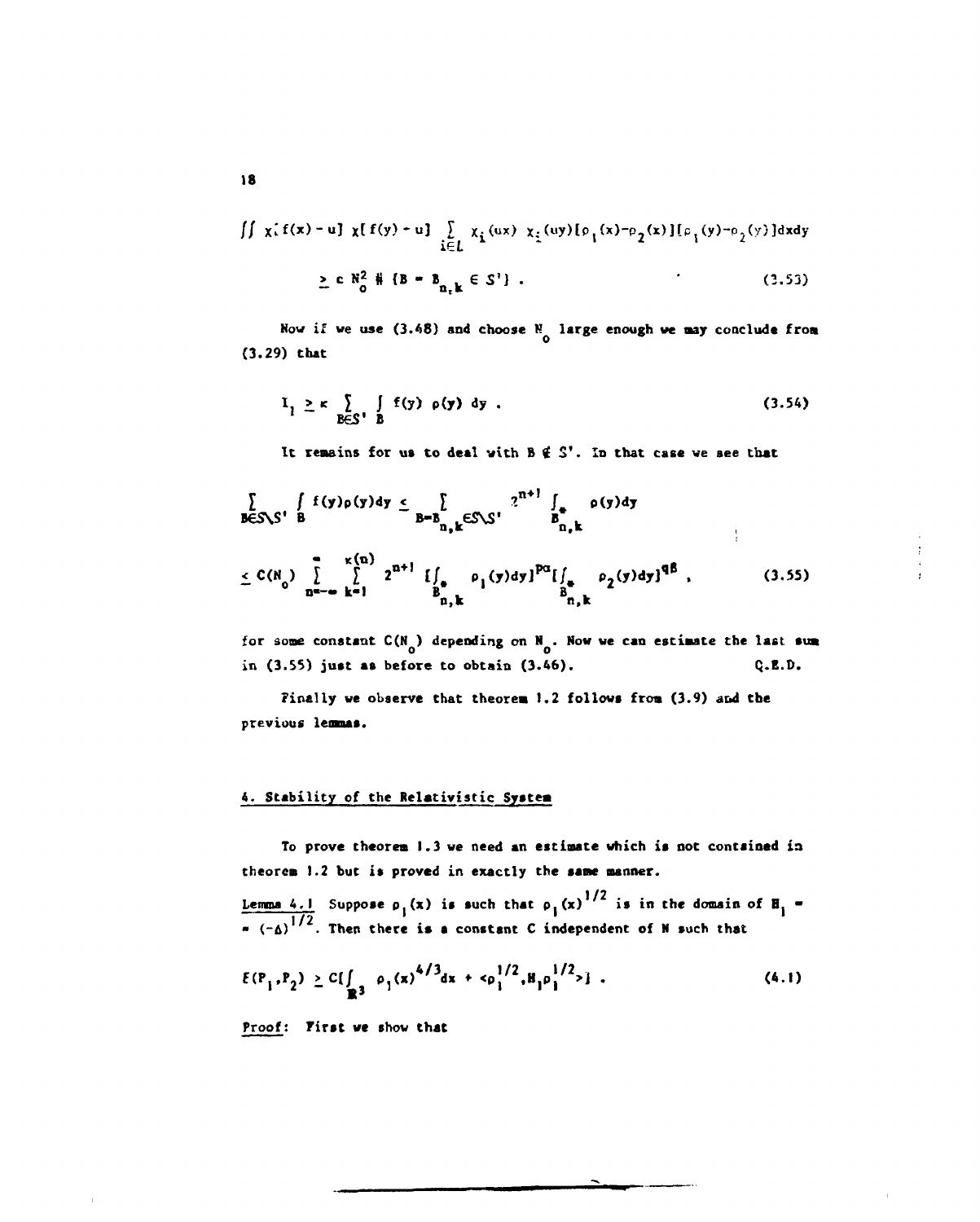$$\iint \chi[f(x)-u]\,\chi[f(y)-u]\sum_{i\in L}\chi_i(ux)\,\chi_i(uy)[\rho_1(x)-\rho_2(x)][\rho_1(y)-\rho_2(y)]dxdy$$

$$\geq c\,N_o^2\,\#\,\{B = B_{n,k}\in S'\}\,. \tag{3.53}$$

Now if we use (3.48) and choose $N_o$ large enough we may conclude from (3.29) that

$$I_1 \geq \kappa \sum_{B\in S'}\int_B f(y)\,\rho(y)\,dy\,. \tag{3.54}$$

It remains for us to deal with $B \notin S'$. In that case we see that

$$\sum_{B\in S\setminus S'}\int_B f(y)\rho(y)dy \leq \sum_{B=B_{n,k}\in S\setminus S'} 2^{n+1}\int_{B^*_{n,k}}\rho(y)dy$$

$$\leq C(N_o)\sum_{n=-\infty}^{\infty}\sum_{k=1}^{\kappa(n)} 2^{n+1}\left[\int_{B^*_{n,k}}\rho_1(y)dy\right]^{p\alpha}\left[\int_{B^*_{n,k}}\rho_2(y)dy\right]^{q\beta}, \tag{3.55}$$

for some constant $C(N_o)$ depending on $N_o$. Now we can estimate the last sum in (3.55) just as before to obtain (3.46). Q.E.D.

Finally we observe that theorem 1.2 follows from (3.9) and the previous lemmas.

## 4. Stability of the Relativistic System

To prove theorem 1.3 we need an estimate which is not contained in theorem 1.2 but is proved in exactly the same manner.

Lemma 4.1 Suppose $\rho_1(x)$ is such that $\rho_1(x)^{1/2}$ is in the domain of $H_1 = (-\Delta)^{1/2}$. Then there is a constant C independent of N such that

$$E(P_1,P_2) \geq C\left[\int_{\mathbb{R}^3}\rho_1(x)^{4/3}dx + \langle\rho_1^{1/2},H_1\rho_1^{1/2}\rangle\right]. \tag{4.1}$$

Proof: First we show that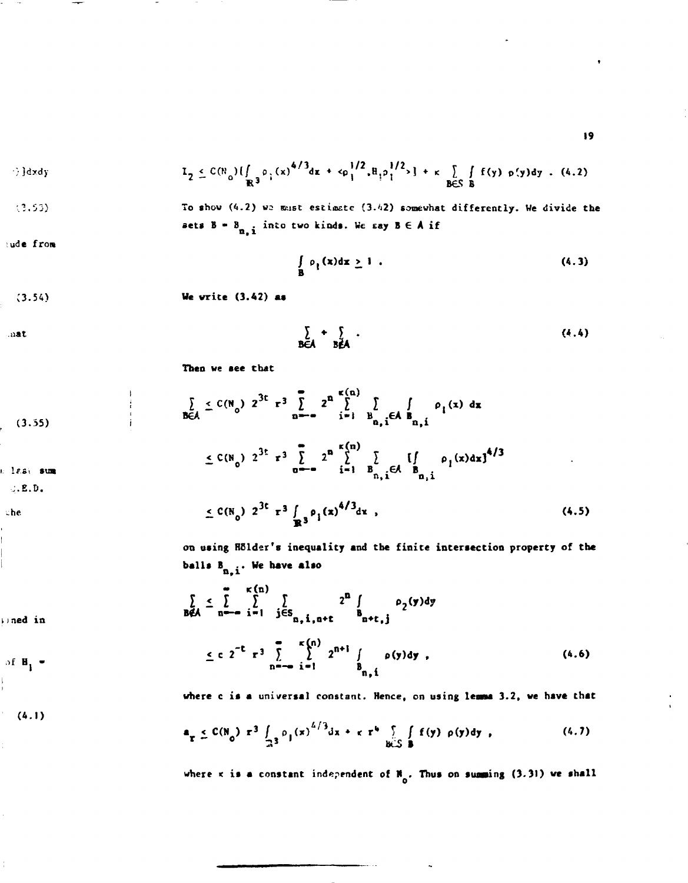$$I_2 \le C(N_o)[\int_{\mathbb{R}^3} \rho_1(x)^{4/3}dx + \langle \rho_1^{1/2}, H_1\rho_1^{1/2}\rangle] + \kappa \sum_{B\in S} \int_B f(y)\,\rho(y)dy \;. \quad (4.2)$$

To show (4.2) we must estimate (3.42) somewhat differently. We divide the sets $B = B_{n,i}$ into two kinds. We say $B \in A$ if

$$\int_B \rho_1(x)dx \ge 1 \;. \quad (4.3)$$

We write (3.42) as

$$\sum_{B\in A} + \sum_{B\notin A} \;. \quad (4.4)$$

Then we see that

$$\begin{aligned}\sum_{B\in A} &\le C(N_o)\, 2^{3t}\, r^3 \sum_{n=-\infty}^{\infty} 2^n \sum_{i=1}^{\kappa(n)} \sum_{B_{n,i}\in A} \int_{B_{n,i}} \rho_1(x)\,dx \\ &\le C(N_o)\, 2^{3t}\, r^3 \sum_{n=-\infty}^{\infty} 2^n \sum_{i=1}^{\kappa(n)} \sum_{B_{n,i}\in A} [\int_{B_{n,i}} \rho_1(x)dx]^{4/3} \\ &\le C(N_o)\, 2^{3t}\, r^3 \int_{\mathbb{R}^3} \rho_1(x)^{4/3}dx \;, \end{aligned} \quad (4.5)$$

on using Hölder's inequality and the finite intersection property of the balls $B_{n,i}$. We have also

$$\begin{aligned}\sum_{B\notin A} &\le \sum_{n=-\infty}^{\infty} \sum_{i=1}^{\kappa(n)} \sum_{j\in S_{n,i,n+t}} 2^n \int_{B_{n+t,j}} \rho_2(y)dy \\ &\le c\, 2^{-t}\, r^3 \sum_{n=-\infty}^{\infty} \sum_{i=1}^{\kappa(n)} 2^{n+1} \int_{B_{n,i}} \rho(y)dy \;, \end{aligned} \quad (4.6)$$

where $c$ is a universal constant. Hence, on using lemma 3.2, we have that

$$a_r \le C(N_o)\, r^3 \int_{\mathbb{R}^3} \rho_1(x)^{4/3}dx + \kappa\, r^4 \sum_{B\in S} \int_B f(y)\,\rho(y)dy \;, \quad (4.7)$$

where $\kappa$ is a constant independent of $N_o$. Thus on summing (3.31) we shall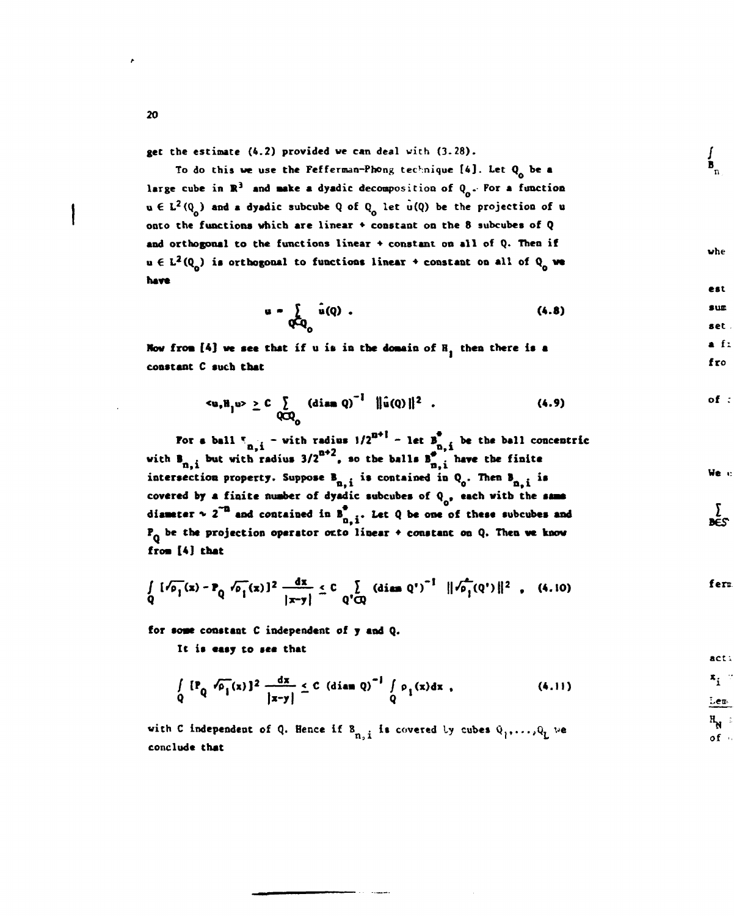get the estimate (4.2) provided we can deal with (3.28).

To do this we use the Fefferman-Phong technique [4]. Let $Q_0$ be a large cube in $\mathbb{R}^3$ and make a dyadic decomposition of $Q_0$. For a function $u \in L^2(Q_0)$ and a dyadic subcube $Q$ of $Q_0$ let $\hat{u}(Q)$ be the projection of $u$ onto the functions which are linear + constant on the 8 subcubes of $Q$ and orthogonal to the functions linear + constant on all of $Q$. Then if $u \in L^2(Q_0)$ is orthogonal to functions linear + constant on all of $Q_0$ we have

$$u = \sum_{Q \subset Q_0} \hat{u}(Q) \ . \tag{4.8}$$

Now from [4] we see that if $u$ is in the domain of $H_1$ then there is a constant $C$ such that

$$\langle u, H_1 u\rangle \geq C \sum_{Q \subset Q_0} (\text{diam } Q)^{-1} \ \|\hat{u}(Q)\|^2 \ . \tag{4.9}$$

For a ball $B_{n,i}$ – with radius $1/2^{n+1}$ – let $B^*_{n,i}$ be the ball concentric with $B_{n,i}$ but with radius $3/2^{n+2}$, so the balls $B^*_{n,i}$ have the finite intersection property. Suppose $B_{n,i}$ is contained in $Q_0$. Then $B_{n,i}$ is covered by a finite number of dyadic subcubes of $Q_0$, each with the same diameter $\sim 2^{-n}$ and contained in $B^*_{n,i}$. Let $Q$ be one of these subcubes and $P_Q$ be the projection operator onto linear + constant on $Q$. Then we know from [4] that

$$\int_Q [\sqrt{\rho_1}(x) - P_Q \sqrt{\rho_1}(x)]^2 \frac{dx}{|x-y|} \leq C \sum_{Q' \subset Q} (\text{diam } Q')^{-1} \ \|\hat{\sqrt{\rho_1}}(Q')\|^2 \ , \tag{4.10}$$

for some constant $C$ independent of $y$ and $Q$.

It is easy to see that

$$\int_Q [P_Q \sqrt{\rho_1}(x)]^2 \frac{dx}{|x-y|} \leq C \ (\text{diam } Q)^{-1} \int_Q \rho_1(x) dx \ , \tag{4.11}$$

with $C$ independent of $Q$. Hence if $B_{n,i}$ is covered by cubes $Q_1, \ldots, Q_L$ we conclude that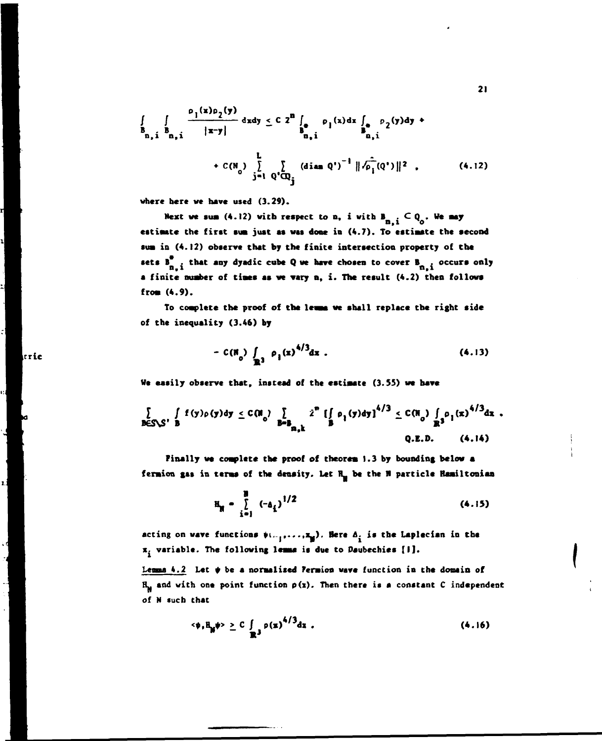$$\int_{B_{n,i}} \int_{B_{n,i}} \frac{\rho_1(x)\rho_2(y)}{|x-y|}\, dxdy \le C\, 2^n \int_{B^*_{n,i}} \rho_1(x)dx \int_{B^*_{n,i}} \rho_2(y)dy \, +$$

$$+ \, C(N_o) \sum_{j=1}^{L} \sum_{Q' \subset Q_j} (\text{diam } Q')^{-1} \, \|\hat{\sqrt{\rho_1}}(Q')\|^2 \ , \qquad (4.12)$$

where here we have used (3.29).

Next we sum (4.12) with respect to n, i with $B_{n,i} \subset Q_o$. We may estimate the first sum just as was done in (4.7). To estimate the second sum in (4.12) observe that by the finite intersection property of the sets $B^*_{n,i}$ that any dyadic cube Q we have chosen to cover $B_{n,i}$ occurs only a finite number of times as we vary n, i. The result (4.2) then follows from (4.9).

To complete the proof of the lemma we shall replace the right side of the inequality (3.46) by

$$- \, C(N_o) \int_{\mathbb{R}^3} \rho_1(x)^{4/3} dx \ . \qquad (4.13)$$

We easily observe that, instead of the estimate (3.55) we have

$$\sum_{B \in S \setminus S'} \int_B f(y)\rho(y)dy \le C(N_o) \sum_{B=B_{n,k}} 2^n \left[\int_B \rho_1(y)dy\right]^{4/3} \le C(N_o) \int_{\mathbb{R}^3} \rho_1(x)^{4/3} dx \ .$$

Q.E.D. (4.14)

Finally we complete the proof of theorem 1.3 by bounding below a fermion gas in terms of the density. Let $H_N$ be the N particle Hamiltonian

$$H_N = \sum_{i=1}^{N} (-\Delta_i)^{1/2} \qquad (4.15)$$

acting on wave functions $\psi(x_1,\ldots,x_N)$. Here $\Delta_i$ is the Laplacian in the $x_i$ variable. The following lemma is due to Daubechies [1].

<u>Lemma 4.2</u> Let $\psi$ be a normalized Fermion wave function in the domain of $H_N$ and with one point function $\rho(x)$. Then there is a constant C independent of N such that

$$\langle \psi, H_N \psi \rangle \ge C \int_{\mathbb{R}^3} \rho(x)^{4/3} dx \ . \qquad (4.16)$$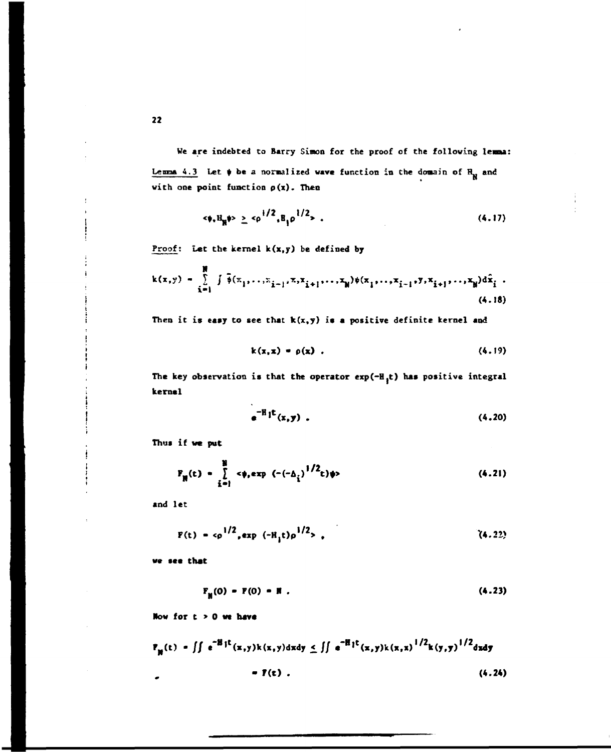We are indebted to Barry Simon for the proof of the following lemma:

Lemma 4.3 Let $\phi$ be a normalized wave function in the domain of $H_N$ and with one point function $\rho(x)$. Then

$$\langle\phi,H_N\phi\rangle \geq \langle\rho^{1/2},H_1\rho^{1/2}\rangle \ . \tag{4.17}$$

Proof: Let the kernel $k(x,y)$ be defined by

$$k(x,y) = \sum_{i=1}^{N} \int \bar{\phi}(x_1,\ldots,x_{i-1},x,x_{i+1},\ldots,x_N)\phi(x_1,\ldots,x_{i-1},y,x_{i+1},\ldots,x_N)d\hat{x}_i \ . \tag{4.18}$$

Then it is easy to see that $k(x,y)$ is a positive definite kernel and

$$k(x,x) = \rho(x) \ . \tag{4.19}$$

The key observation is that the operator $\exp(-H_1 t)$ has positive integral kernel

$$e^{-H_1 t}(x,y) \ . \tag{4.20}$$

Thus if we put

$$F_N(t) = \sum_{i=1}^{N} \langle\phi,\exp\left(-(-\Delta_i)^{1/2}t\right)\phi\rangle \tag{4.21}$$

and let

$$F(t) = \langle\rho^{1/2},\exp\left(-H_1 t\right)\rho^{1/2}\rangle \ , \tag{4.22}$$

we see that

$$F_N(0) = F(0) = N \ . \tag{4.23}$$

Now for $t > 0$ we have

$$F_N(t) = \iint e^{-H_1 t}(x,y)k(x,y)dxdy \leq \iint e^{-H_1 t}(x,y)k(x,x)^{1/2}k(y,y)^{1/2}dxdy$$
$$= F(t) \ . \tag{4.24}$$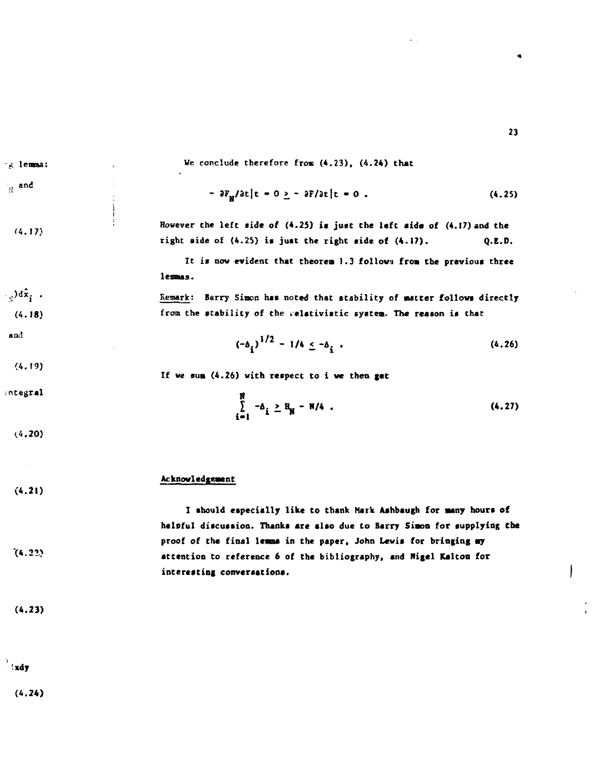We conclude therefore from (4.23), (4.24) that

$$- \partial F_N/\partial t|t = 0 \geq - \partial F/\partial t|t = 0 \ . \tag{4.25}$$

However the left side of (4.25) is just the left side of (4.17) and the right side of (4.25) is just the right side of (4.17). Q.E.D.

It is now evident that theorem 1.3 follows from the previous three lemmas.

Remark: Barry Simon has noted that stability of matter follows directly from the stability of the relativistic system. The reason is that

$$(-\Delta_i)^{1/2} - 1/4 \leq -\Delta_i \ . \tag{4.26}$$

If we sum (4.26) with respect to i we then get

$$\sum_{i=1}^{N} -\Delta_i \geq H_N - N/4 \ . \tag{4.27}$$

## Acknowledgement

I should especially like to thank Mark Ashbaugh for many hours of helpful discussion. Thanks are also due to Barry Simon for supplying the proof of the final lemma in the paper, John Lewis for bringing my attention to reference 6 of the bibliography, and Nigel Kalton for interesting conversations.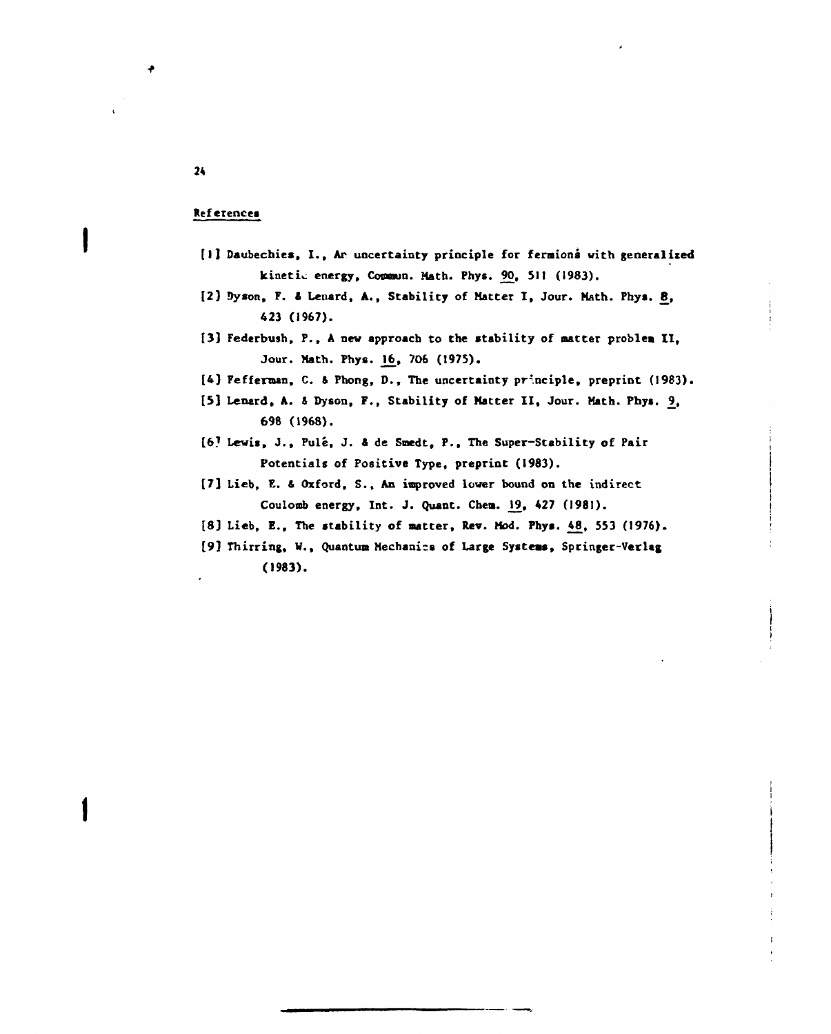## References

[1] Daubechies, I., An uncertainty principle for fermions with generalized kinetic energy, Commun. Math. Phys. 90, 511 (1983).

[2] Dyson, F. & Lenard, A., Stability of Matter I, Jour. Math. Phys. 8, 423 (1967).

[3] Federbush, P., A new approach to the stability of matter problem II, Jour. Math. Phys. 16, 706 (1975).

[4] Fefferman, C. & Phong, D., The uncertainty principle, preprint (1983).

[5] Lenard, A. & Dyson, F., Stability of Matter II, Jour. Math. Phys. 9, 698 (1968).

[6] Lewis, J., Pulé, J. & de Smedt, P., The Super-Stability of Pair Potentials of Positive Type, preprint (1983).

[7] Lieb, E. & Oxford, S., An improved lower bound on the indirect Coulomb energy, Int. J. Quant. Chem. 19, 427 (1981).

[8] Lieb, E., The stability of matter, Rev. Mod. Phys. 48, 553 (1976).

[9] Thirring, W., Quantum Mechanics of Large Systems, Springer-Verlag (1983).